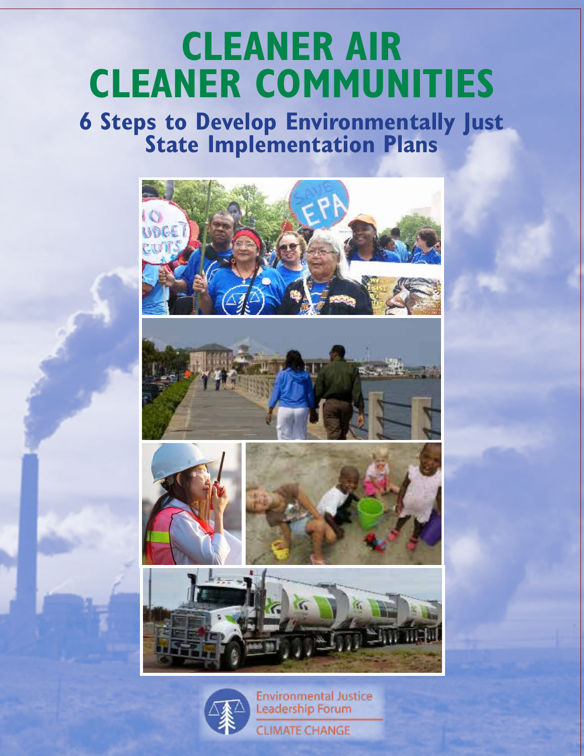# CLEANER AIR CLEANER COMMUNITIES

## 6 Steps to Develop Environmentally Just State Implementation Plans

Environmental Justice Leadership Forum

CLIMATE CHANGE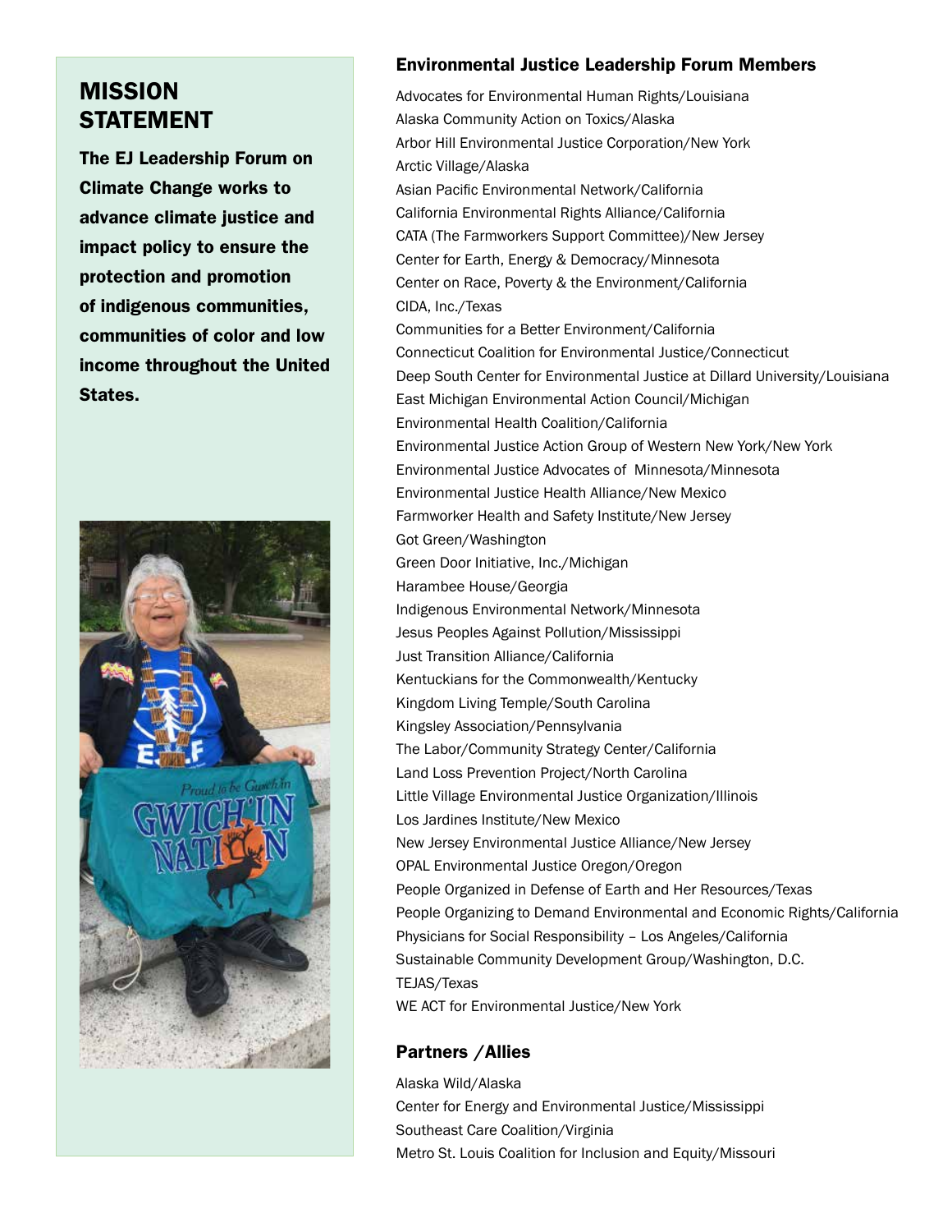## MISSION STATEMENT

**The EJ Leadership Forum on Climate Change works to advance climate justice and impact policy to ensure the protection and promotion of indigenous communities, communities of color and low income throughout the United States.**

### Environmental Justice Leadership Forum Members

Advocates for Environmental Human Rights/Louisiana
Alaska Community Action on Toxics/Alaska
Arbor Hill Environmental Justice Corporation/New York
Arctic Village/Alaska
Asian Pacific Environmental Network/California
California Environmental Rights Alliance/California
CATA (The Farmworkers Support Committee)/New Jersey
Center for Earth, Energy & Democracy/Minnesota
Center on Race, Poverty & the Environment/California
CIDA, Inc./Texas
Communities for a Better Environment/California
Connecticut Coalition for Environmental Justice/Connecticut
Deep South Center for Environmental Justice at Dillard University/Louisiana
East Michigan Environmental Action Council/Michigan
Environmental Health Coalition/California
Environmental Justice Action Group of Western New York/New York
Environmental Justice Advocates of Minnesota/Minnesota
Environmental Justice Health Alliance/New Mexico
Farmworker Health and Safety Institute/New Jersey
Got Green/Washington
Green Door Initiative, Inc./Michigan
Harambee House/Georgia
Indigenous Environmental Network/Minnesota
Jesus Peoples Against Pollution/Mississippi
Just Transition Alliance/California
Kentuckians for the Commonwealth/Kentucky
Kingdom Living Temple/South Carolina
Kingsley Association/Pennsylvania
The Labor/Community Strategy Center/California
Land Loss Prevention Project/North Carolina
Little Village Environmental Justice Organization/Illinois
Los Jardines Institute/New Mexico
New Jersey Environmental Justice Alliance/New Jersey
OPAL Environmental Justice Oregon/Oregon
People Organized in Defense of Earth and Her Resources/Texas
People Organizing to Demand Environmental and Economic Rights/California
Physicians for Social Responsibility – Los Angeles/California
Sustainable Community Development Group/Washington, D.C.
TEJAS/Texas
WE ACT for Environmental Justice/New York

### Partners /Allies

Alaska Wild/Alaska
Center for Energy and Environmental Justice/Mississippi
Southeast Care Coalition/Virginia
Metro St. Louis Coalition for Inclusion and Equity/Missouri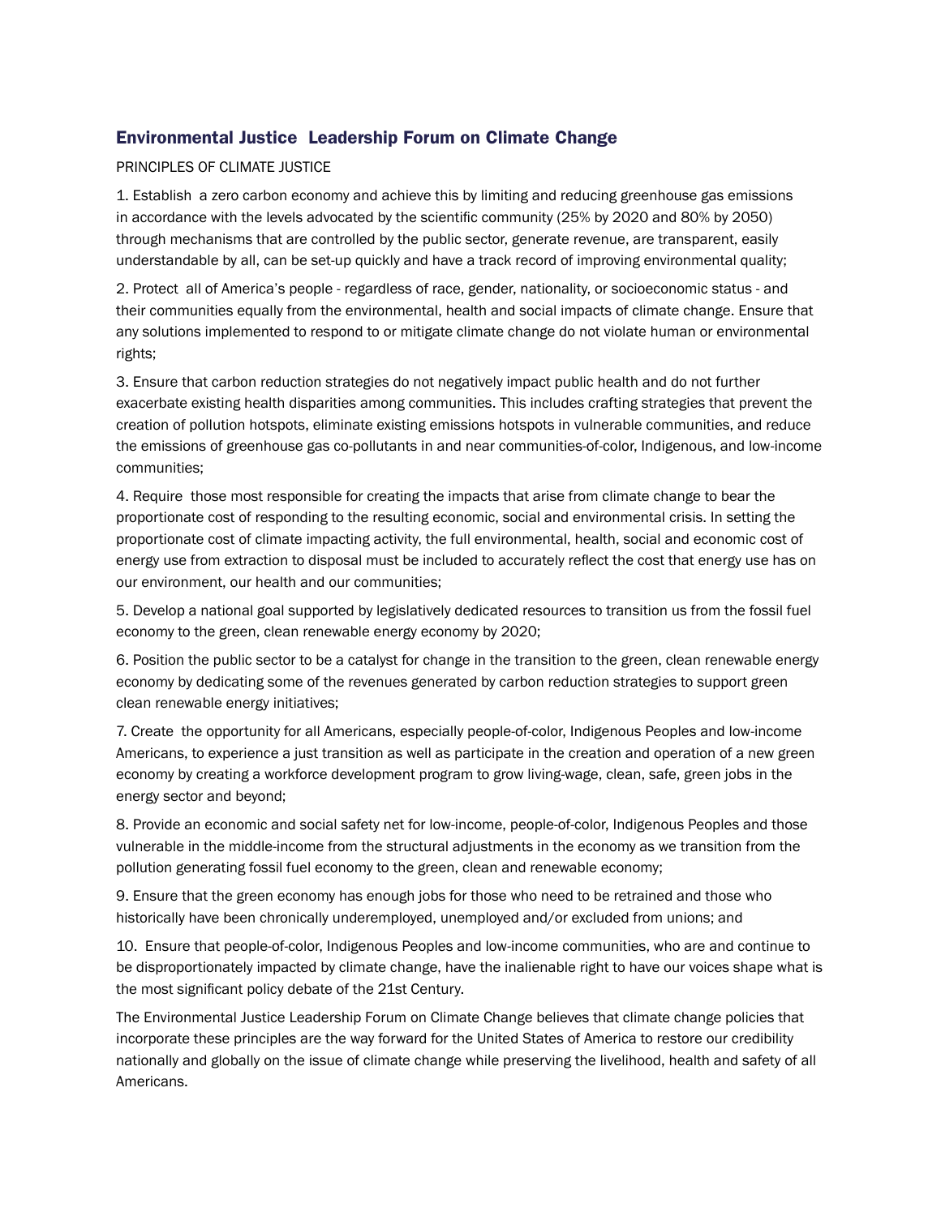## Environmental Justice Leadership Forum on Climate Change

PRINCIPLES OF CLIMATE JUSTICE

1. Establish a zero carbon economy and achieve this by limiting and reducing greenhouse gas emissions in accordance with the levels advocated by the scientific community (25% by 2020 and 80% by 2050) through mechanisms that are controlled by the public sector, generate revenue, are transparent, easily understandable by all, can be set-up quickly and have a track record of improving environmental quality;

2. Protect all of America's people - regardless of race, gender, nationality, or socioeconomic status - and their communities equally from the environmental, health and social impacts of climate change. Ensure that any solutions implemented to respond to or mitigate climate change do not violate human or environmental rights;

3. Ensure that carbon reduction strategies do not negatively impact public health and do not further exacerbate existing health disparities among communities. This includes crafting strategies that prevent the creation of pollution hotspots, eliminate existing emissions hotspots in vulnerable communities, and reduce the emissions of greenhouse gas co-pollutants in and near communities-of-color, Indigenous, and low-income communities;

4. Require those most responsible for creating the impacts that arise from climate change to bear the proportionate cost of responding to the resulting economic, social and environmental crisis. In setting the proportionate cost of climate impacting activity, the full environmental, health, social and economic cost of energy use from extraction to disposal must be included to accurately reflect the cost that energy use has on our environment, our health and our communities;

5. Develop a national goal supported by legislatively dedicated resources to transition us from the fossil fuel economy to the green, clean renewable energy economy by 2020;

6. Position the public sector to be a catalyst for change in the transition to the green, clean renewable energy economy by dedicating some of the revenues generated by carbon reduction strategies to support green clean renewable energy initiatives;

7. Create the opportunity for all Americans, especially people-of-color, Indigenous Peoples and low-income Americans, to experience a just transition as well as participate in the creation and operation of a new green economy by creating a workforce development program to grow living-wage, clean, safe, green jobs in the energy sector and beyond;

8. Provide an economic and social safety net for low-income, people-of-color, Indigenous Peoples and those vulnerable in the middle-income from the structural adjustments in the economy as we transition from the pollution generating fossil fuel economy to the green, clean and renewable economy;

9. Ensure that the green economy has enough jobs for those who need to be retrained and those who historically have been chronically underemployed, unemployed and/or excluded from unions; and

10. Ensure that people-of-color, Indigenous Peoples and low-income communities, who are and continue to be disproportionately impacted by climate change, have the inalienable right to have our voices shape what is the most significant policy debate of the 21st Century.

The Environmental Justice Leadership Forum on Climate Change believes that climate change policies that incorporate these principles are the way forward for the United States of America to restore our credibility nationally and globally on the issue of climate change while preserving the livelihood, health and safety of all Americans.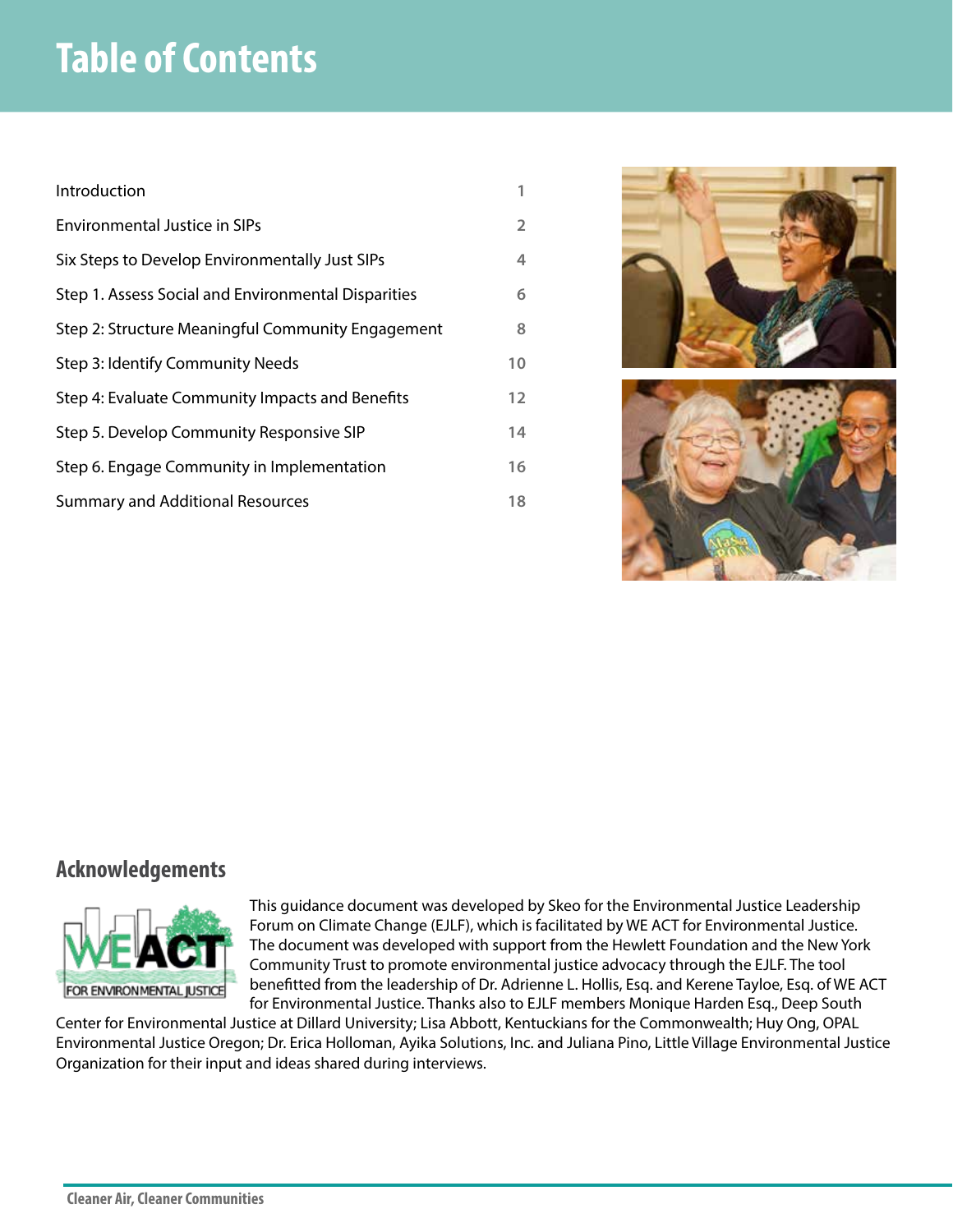# Table of Contents

| | |
|---|---|
| Introduction | 1 |
| Environmental Justice in SIPs | 2 |
| Six Steps to Develop Environmentally Just SIPs | 4 |
| Step 1. Assess Social and Environmental Disparities | 6 |
| Step 2: Structure Meaningful Community Engagement | 8 |
| Step 3: Identify Community Needs | 10 |
| Step 4: Evaluate Community Impacts and Benefits | 12 |
| Step 5. Develop Community Responsive SIP | 14 |
| Step 6. Engage Community in Implementation | 16 |
| Summary and Additional Resources | 18 |

## Acknowledgements

This guidance document was developed by Skeo for the Environmental Justice Leadership Forum on Climate Change (EJLF), which is facilitated by WE ACT for Environmental Justice. The document was developed with support from the Hewlett Foundation and the New York Community Trust to promote environmental justice advocacy through the EJLF. The tool benefitted from the leadership of Dr. Adrienne L. Hollis, Esq. and Kerene Tayloe, Esq. of WE ACT for Environmental Justice. Thanks also to EJLF members Monique Harden Esq., Deep South Center for Environmental Justice at Dillard University; Lisa Abbott, Kentuckians for the Commonwealth; Huy Ong, OPAL Environmental Justice Oregon; Dr. Erica Holloman, Ayika Solutions, Inc. and Juliana Pino, Little Village Environmental Justice Organization for their input and ideas shared during interviews.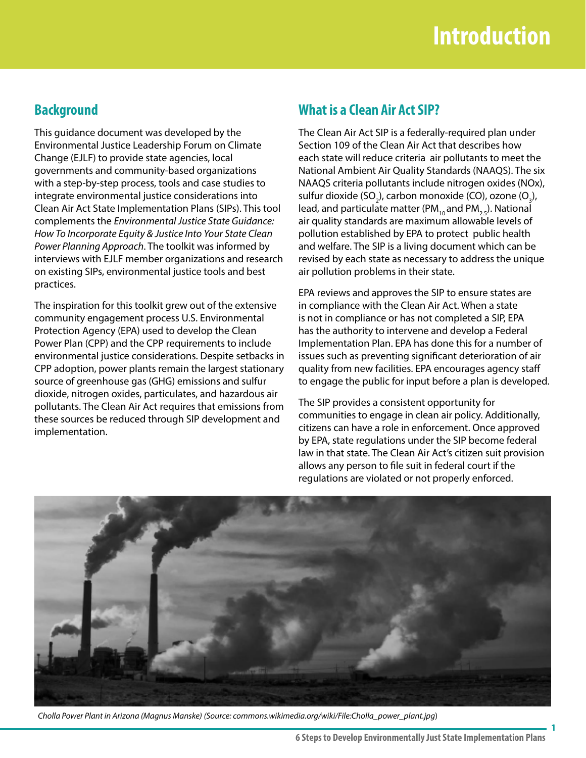# Introduction

## Background

This guidance document was developed by the Environmental Justice Leadership Forum on Climate Change (EJLF) to provide state agencies, local governments and community-based organizations with a step-by-step process, tools and case studies to integrate environmental justice considerations into Clean Air Act State Implementation Plans (SIPs). This tool complements the *Environmental Justice State Guidance: How To Incorporate Equity & Justice Into Your State Clean Power Planning Approach*. The toolkit was informed by interviews with EJLF member organizations and research on existing SIPs, environmental justice tools and best practices.

The inspiration for this toolkit grew out of the extensive community engagement process U.S. Environmental Protection Agency (EPA) used to develop the Clean Power Plan (CPP) and the CPP requirements to include environmental justice considerations. Despite setbacks in CPP adoption, power plants remain the largest stationary source of greenhouse gas (GHG) emissions and sulfur dioxide, nitrogen oxides, particulates, and hazardous air pollutants. The Clean Air Act requires that emissions from these sources be reduced through SIP development and implementation.

## What is a Clean Air Act SIP?

The Clean Air Act SIP is a federally-required plan under Section 109 of the Clean Air Act that describes how each state will reduce criteria air pollutants to meet the National Ambient Air Quality Standards (NAAQS). The six NAAQS criteria pollutants include nitrogen oxides (NOx), sulfur dioxide ($SO_2$), carbon monoxide (CO), ozone ($O_3$), lead, and particulate matter ($PM_{10}$ and $PM_{2.5}$). National air quality standards are maximum allowable levels of pollution established by EPA to protect public health and welfare. The SIP is a living document which can be revised by each state as necessary to address the unique air pollution problems in their state.

EPA reviews and approves the SIP to ensure states are in compliance with the Clean Air Act. When a state is not in compliance or has not completed a SIP, EPA has the authority to intervene and develop a Federal Implementation Plan. EPA has done this for a number of issues such as preventing significant deterioration of air quality from new facilities. EPA encourages agency staff to engage the public for input before a plan is developed.

The SIP provides a consistent opportunity for communities to engage in clean air policy. Additionally, citizens can have a role in enforcement. Once approved by EPA, state regulations under the SIP become federal law in that state. The Clean Air Act's citizen suit provision allows any person to file suit in federal court if the regulations are violated or not properly enforced.

*Cholla Power Plant in Arizona (Magnus Manske) (Source: commons.wikimedia.org/wiki/File:Cholla_power_plant.jpg)*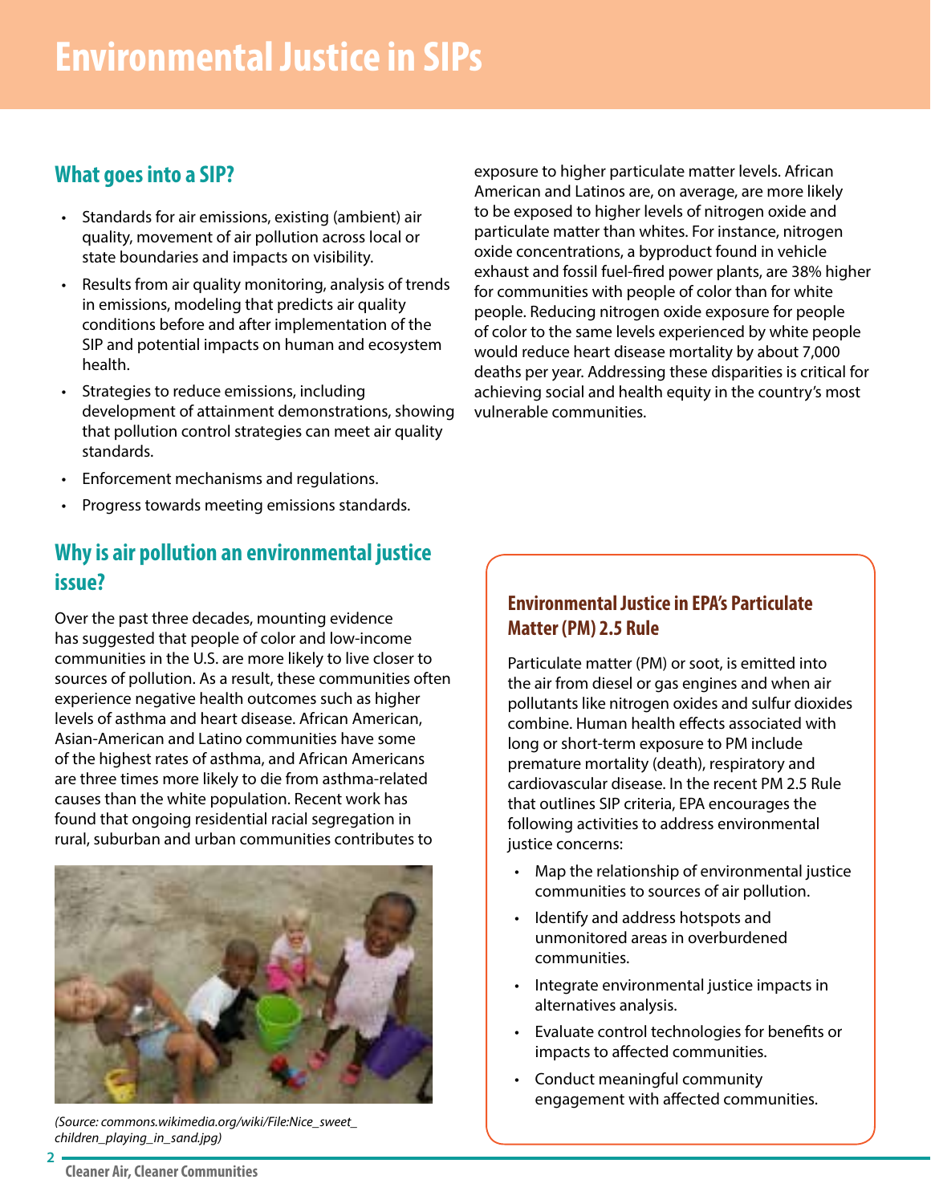# Environmental Justice in SIPs

## What goes into a SIP?

- Standards for air emissions, existing (ambient) air quality, movement of air pollution across local or state boundaries and impacts on visibility.
- Results from air quality monitoring, analysis of trends in emissions, modeling that predicts air quality conditions before and after implementation of the SIP and potential impacts on human and ecosystem health.
- Strategies to reduce emissions, including development of attainment demonstrations, showing that pollution control strategies can meet air quality standards.
- Enforcement mechanisms and regulations.
- Progress towards meeting emissions standards.

## Why is air pollution an environmental justice issue?

Over the past three decades, mounting evidence has suggested that people of color and low-income communities in the U.S. are more likely to live closer to sources of pollution. As a result, these communities often experience negative health outcomes such as higher levels of asthma and heart disease. African American, Asian-American and Latino communities have some of the highest rates of asthma, and African Americans are three times more likely to die from asthma-related causes than the white population. Recent work has found that ongoing residential racial segregation in rural, suburban and urban communities contributes to exposure to higher particulate matter levels. African American and Latinos are, on average, are more likely to be exposed to higher levels of nitrogen oxide and particulate matter than whites. For instance, nitrogen oxide concentrations, a byproduct found in vehicle exhaust and fossil fuel-fired power plants, are 38% higher for communities with people of color than for white people. Reducing nitrogen oxide exposure for people of color to the same levels experienced by white people would reduce heart disease mortality by about 7,000 deaths per year. Addressing these disparities is critical for achieving social and health equity in the country's most vulnerable communities.

*(Source: commons.wikimedia.org/wiki/File:Nice_sweet_children_playing_in_sand.jpg)*

### Environmental Justice in EPA's Particulate Matter (PM) 2.5 Rule

Particulate matter (PM) or soot, is emitted into the air from diesel or gas engines and when air pollutants like nitrogen oxides and sulfur dioxides combine. Human health effects associated with long or short-term exposure to PM include premature mortality (death), respiratory and cardiovascular disease. In the recent PM 2.5 Rule that outlines SIP criteria, EPA encourages the following activities to address environmental justice concerns:

- Map the relationship of environmental justice communities to sources of air pollution.
- Identify and address hotspots and unmonitored areas in overburdened communities.
- Integrate environmental justice impacts in alternatives analysis.
- Evaluate control technologies for benefits or impacts to affected communities.
- Conduct meaningful community engagement with affected communities.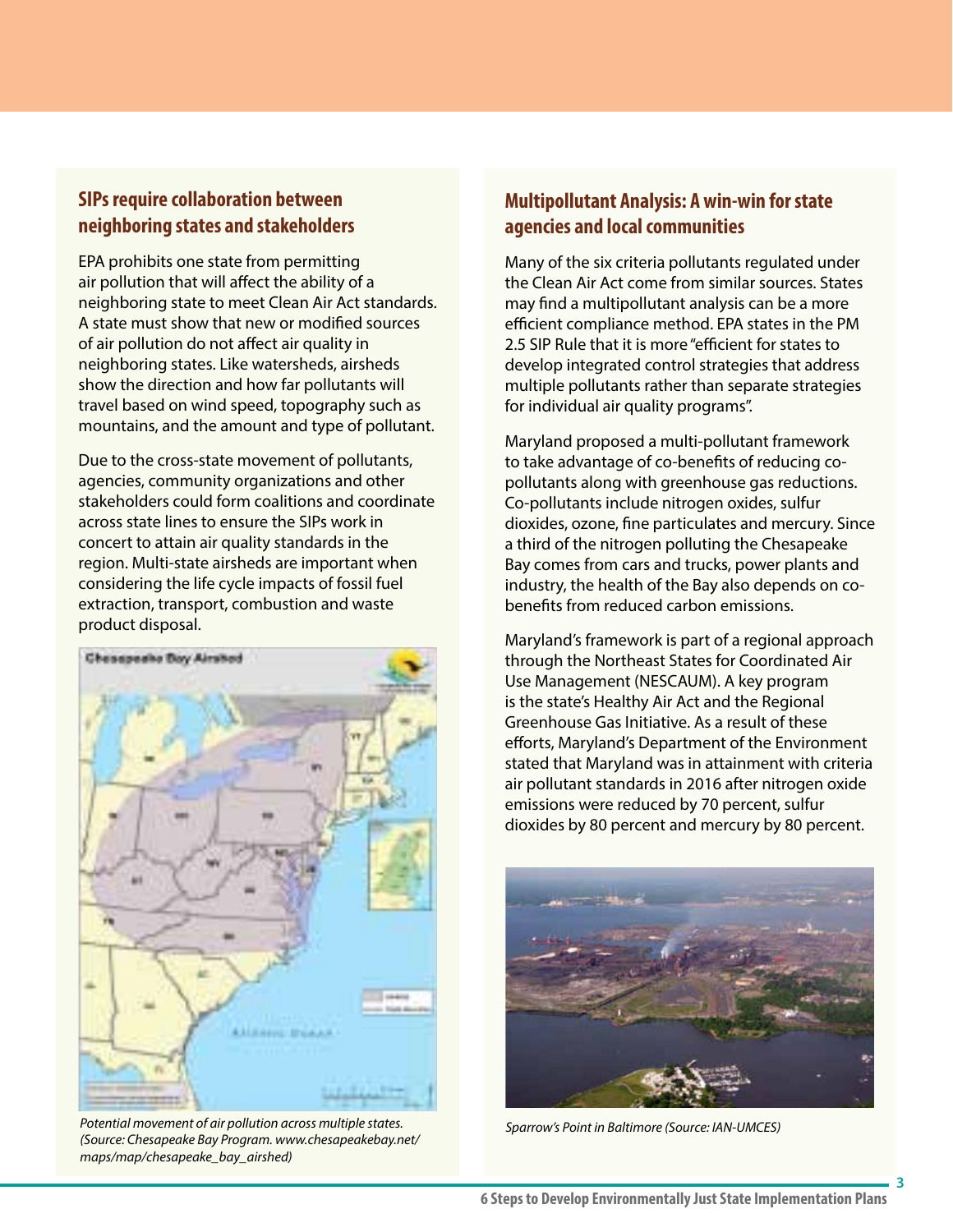## SIPs require collaboration between neighboring states and stakeholders

EPA prohibits one state from permitting air pollution that will affect the ability of a neighboring state to meet Clean Air Act standards. A state must show that new or modified sources of air pollution do not affect air quality in neighboring states. Like watersheds, airsheds show the direction and how far pollutants will travel based on wind speed, topography such as mountains, and the amount and type of pollutant.

Due to the cross-state movement of pollutants, agencies, community organizations and other stakeholders could form coalitions and coordinate across state lines to ensure the SIPs work in concert to attain air quality standards in the region. Multi-state airsheds are important when considering the life cycle impacts of fossil fuel extraction, transport, combustion and waste product disposal.

*Potential movement of air pollution across multiple states. (Source: Chesapeake Bay Program. www.chesapeakebay.net/maps/map/chesapeake_bay_airshed)*

## Multipollutant Analysis: A win-win for state agencies and local communities

Many of the six criteria pollutants regulated under the Clean Air Act come from similar sources. States may find a multipollutant analysis can be a more efficient compliance method. EPA states in the PM 2.5 SIP Rule that it is more "efficient for states to develop integrated control strategies that address multiple pollutants rather than separate strategies for individual air quality programs".

Maryland proposed a multi-pollutant framework to take advantage of co-benefits of reducing co-pollutants along with greenhouse gas reductions. Co-pollutants include nitrogen oxides, sulfur dioxides, ozone, fine particulates and mercury. Since a third of the nitrogen polluting the Chesapeake Bay comes from cars and trucks, power plants and industry, the health of the Bay also depends on co-benefits from reduced carbon emissions.

Maryland's framework is part of a regional approach through the Northeast States for Coordinated Air Use Management (NESCAUM). A key program is the state's Healthy Air Act and the Regional Greenhouse Gas Initiative. As a result of these efforts, Maryland's Department of the Environment stated that Maryland was in attainment with criteria air pollutant standards in 2016 after nitrogen oxide emissions were reduced by 70 percent, sulfur dioxides by 80 percent and mercury by 80 percent.

*Sparrow's Point in Baltimore (Source: IAN-UMCES)*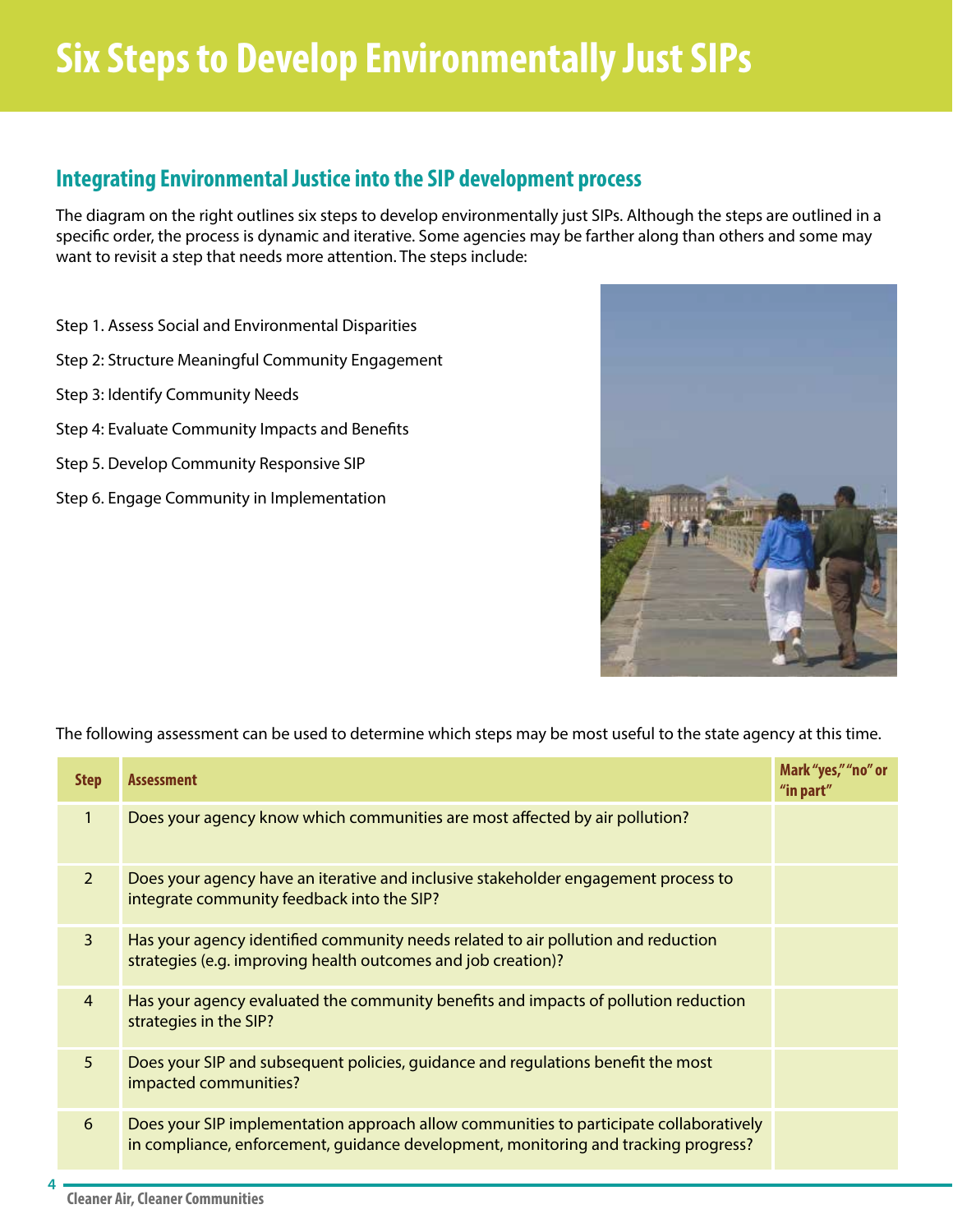# Six Steps to Develop Environmentally Just SIPs

## Integrating Environmental Justice into the SIP development process

The diagram on the right outlines six steps to develop environmentally just SIPs. Although the steps are outlined in a specific order, the process is dynamic and iterative. Some agencies may be farther along than others and some may want to revisit a step that needs more attention. The steps include:

Step 1. Assess Social and Environmental Disparities

Step 2: Structure Meaningful Community Engagement

Step 3: Identify Community Needs

Step 4: Evaluate Community Impacts and Benefits

Step 5. Develop Community Responsive SIP

Step 6. Engage Community in Implementation

The following assessment can be used to determine which steps may be most useful to the state agency at this time.

| Step | Assessment | Mark "yes," "no" or "in part" |
|---|---|---|
| 1 | Does your agency know which communities are most affected by air pollution? | |
| 2 | Does your agency have an iterative and inclusive stakeholder engagement process to integrate community feedback into the SIP? | |
| 3 | Has your agency identified community needs related to air pollution and reduction strategies (e.g. improving health outcomes and job creation)? | |
| 4 | Has your agency evaluated the community benefits and impacts of pollution reduction strategies in the SIP? | |
| 5 | Does your SIP and subsequent policies, guidance and regulations benefit the most impacted communities? | |
| 6 | Does your SIP implementation approach allow communities to participate collaboratively in compliance, enforcement, guidance development, monitoring and tracking progress? | |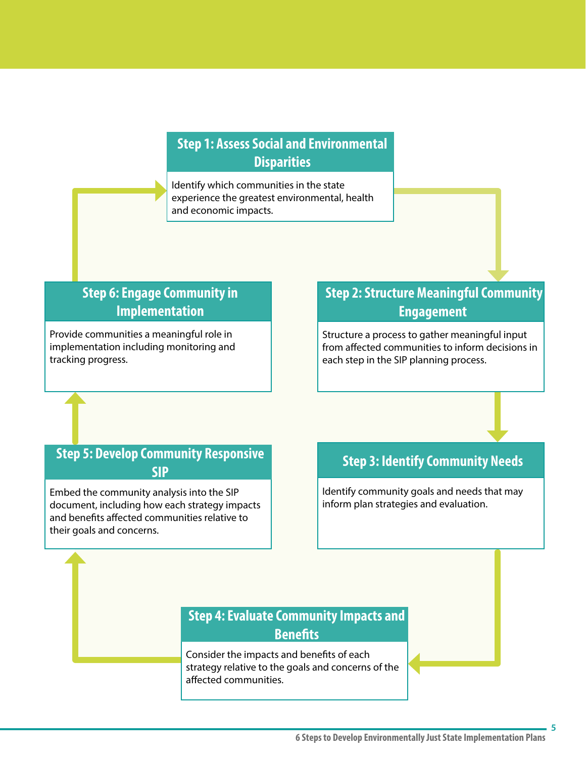### Step 1: Assess Social and Environmental Disparities

Identify which communities in the state experience the greatest environmental, health and economic impacts.

### Step 2: Structure Meaningful Community Engagement

Structure a process to gather meaningful input from affected communities to inform decisions in each step in the SIP planning process.

### Step 3: Identify Community Needs

Identify community goals and needs that may inform plan strategies and evaluation.

### Step 4: Evaluate Community Impacts and Benefits

Consider the impacts and benefits of each strategy relative to the goals and concerns of the affected communities.

### Step 5: Develop Community Responsive SIP

Embed the community analysis into the SIP document, including how each strategy impacts and benefits affected communities relative to their goals and concerns.

### Step 6: Engage Community in Implementation

Provide communities a meaningful role in implementation including monitoring and tracking progress.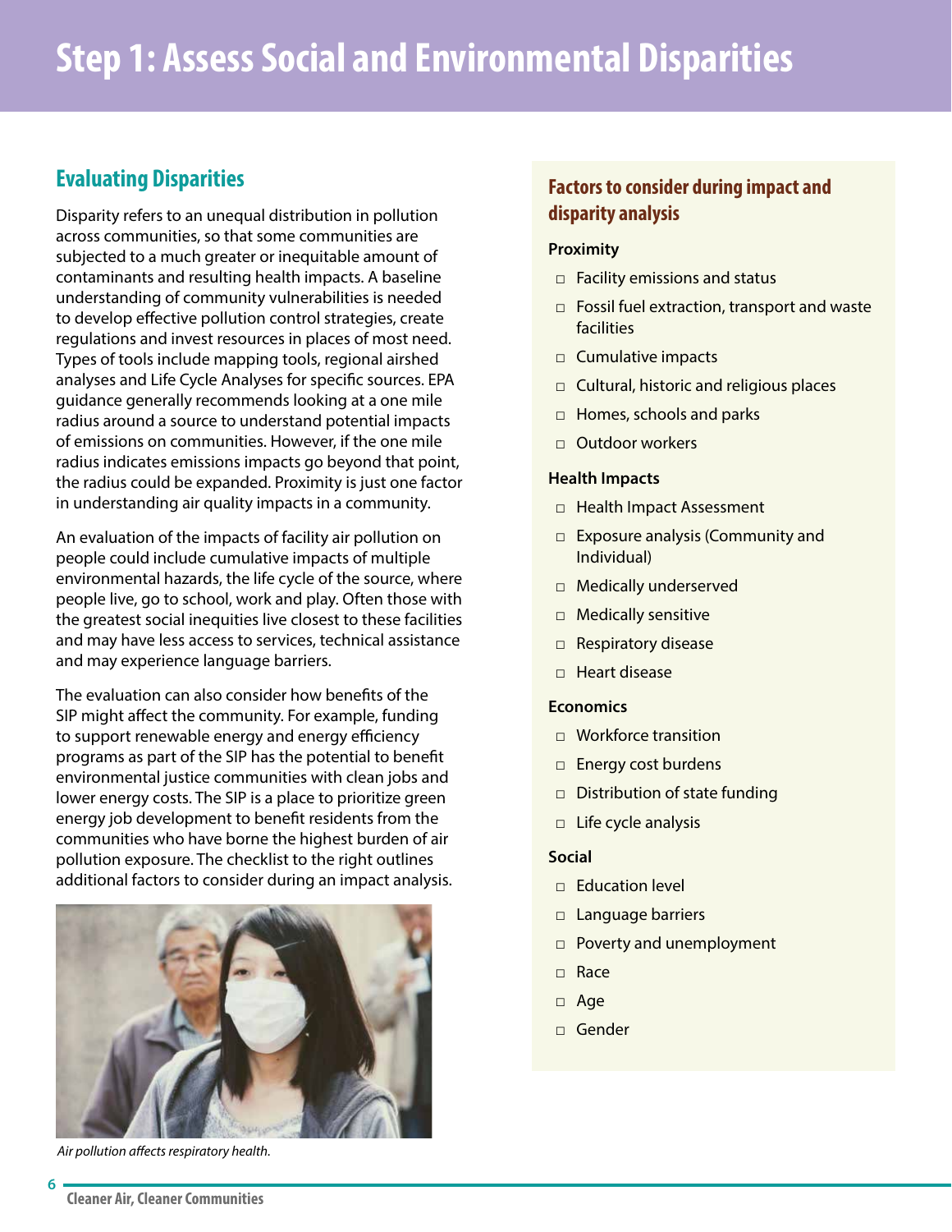# Step 1: Assess Social and Environmental Disparities

## Evaluating Disparities

Disparity refers to an unequal distribution in pollution across communities, so that some communities are subjected to a much greater or inequitable amount of contaminants and resulting health impacts. A baseline understanding of community vulnerabilities is needed to develop effective pollution control strategies, create regulations and invest resources in places of most need. Types of tools include mapping tools, regional airshed analyses and Life Cycle Analyses for specific sources. EPA guidance generally recommends looking at a one mile radius around a source to understand potential impacts of emissions on communities. However, if the one mile radius indicates emissions impacts go beyond that point, the radius could be expanded. Proximity is just one factor in understanding air quality impacts in a community.

An evaluation of the impacts of facility air pollution on people could include cumulative impacts of multiple environmental hazards, the life cycle of the source, where people live, go to school, work and play. Often those with the greatest social inequities live closest to these facilities and may have less access to services, technical assistance and may experience language barriers.

The evaluation can also consider how benefits of the SIP might affect the community. For example, funding to support renewable energy and energy efficiency programs as part of the SIP has the potential to benefit environmental justice communities with clean jobs and lower energy costs. The SIP is a place to prioritize green energy job development to benefit residents from the communities who have borne the highest burden of air pollution exposure. The checklist to the right outlines additional factors to consider during an impact analysis.

*Air pollution affects respiratory health.*

### Factors to consider during impact and disparity analysis

**Proximity**

- ☐ Facility emissions and status
- ☐ Fossil fuel extraction, transport and waste facilities
- ☐ Cumulative impacts
- ☐ Cultural, historic and religious places
- ☐ Homes, schools and parks
- ☐ Outdoor workers

**Health Impacts**

- ☐ Health Impact Assessment
- ☐ Exposure analysis (Community and Individual)
- ☐ Medically underserved
- ☐ Medically sensitive
- ☐ Respiratory disease
- ☐ Heart disease

**Economics**

- ☐ Workforce transition
- ☐ Energy cost burdens
- ☐ Distribution of state funding
- ☐ Life cycle analysis

**Social**

- ☐ Education level
- ☐ Language barriers
- ☐ Poverty and unemployment
- ☐ Race
- ☐ Age
- ☐ Gender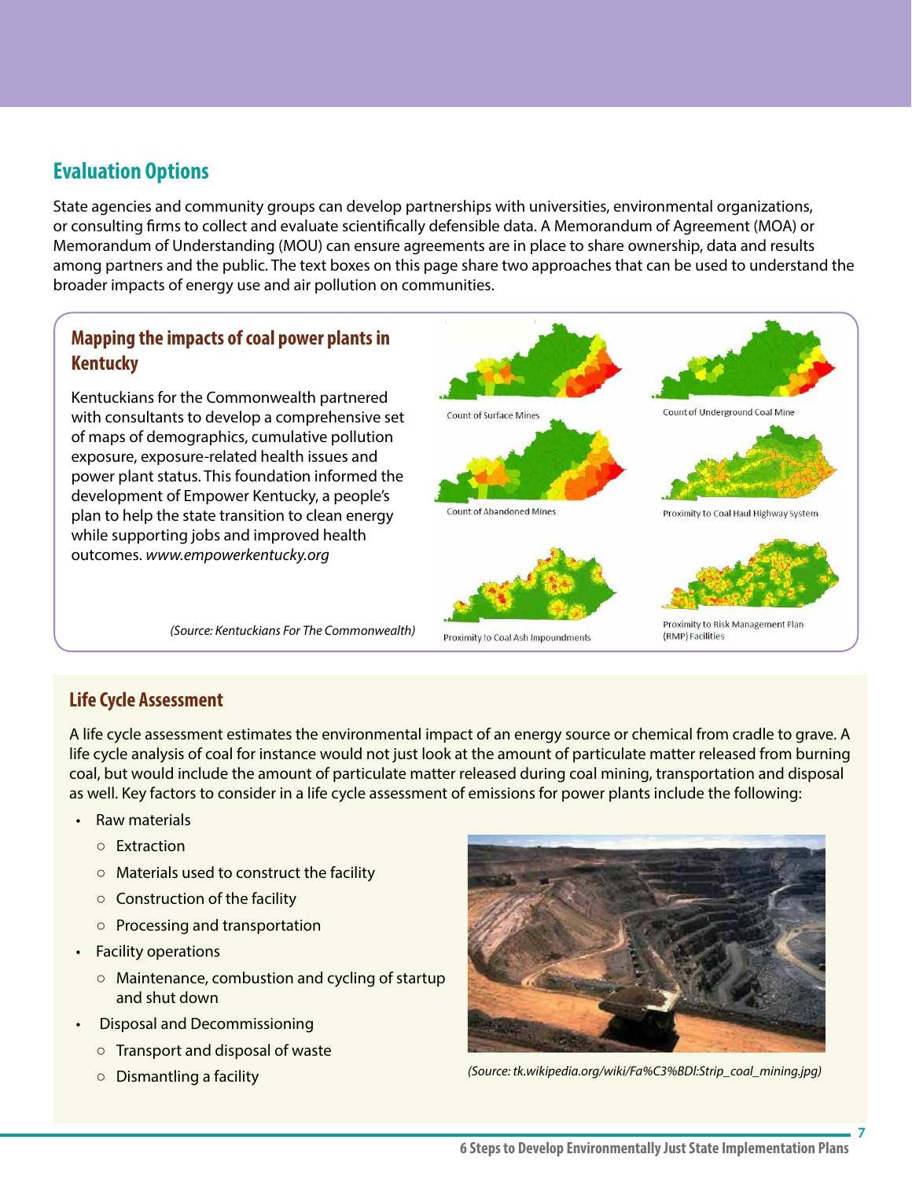## Evaluation Options

State agencies and community groups can develop partnerships with universities, environmental organizations, or consulting firms to collect and evaluate scientifically defensible data. A Memorandum of Agreement (MOA) or Memorandum of Understanding (MOU) can ensure agreements are in place to share ownership, data and results among partners and the public. The text boxes on this page share two approaches that can be used to understand the broader impacts of energy use and air pollution on communities.

### Mapping the impacts of coal power plants in Kentucky

Kentuckians for the Commonwealth partnered with consultants to develop a comprehensive set of maps of demographics, cumulative pollution exposure, exposure-related health issues and power plant status. This foundation informed the development of Empower Kentucky, a people's plan to help the state transition to clean energy while supporting jobs and improved health outcomes. *www.empowerkentucky.org*

Count of Surface Mines

Count of Underground Coal Mine

Count of Abandoned Mines

Proximity to Coal Haul Highway System

Proximity to Coal Ash Impoundments

Proximity to Risk Management Plan (RMP) Facilities

*(Source: Kentuckians For The Commonwealth)*

### Life Cycle Assessment

A life cycle assessment estimates the environmental impact of an energy source or chemical from cradle to grave. A life cycle analysis of coal for instance would not just look at the amount of particulate matter released from burning coal, but would include the amount of particulate matter released during coal mining, transportation and disposal as well. Key factors to consider in a life cycle assessment of emissions for power plants include the following:

- Raw materials
  - Extraction
  - Materials used to construct the facility
  - Construction of the facility
  - Processing and transportation
- Facility operations
  - Maintenance, combustion and cycling of startup and shut down
- Disposal and Decommissioning
  - Transport and disposal of waste
  - Dismantling a facility

*(Source: tk.wikipedia.org/wiki/Fa%C3%BDl:Strip_coal_mining.jpg)*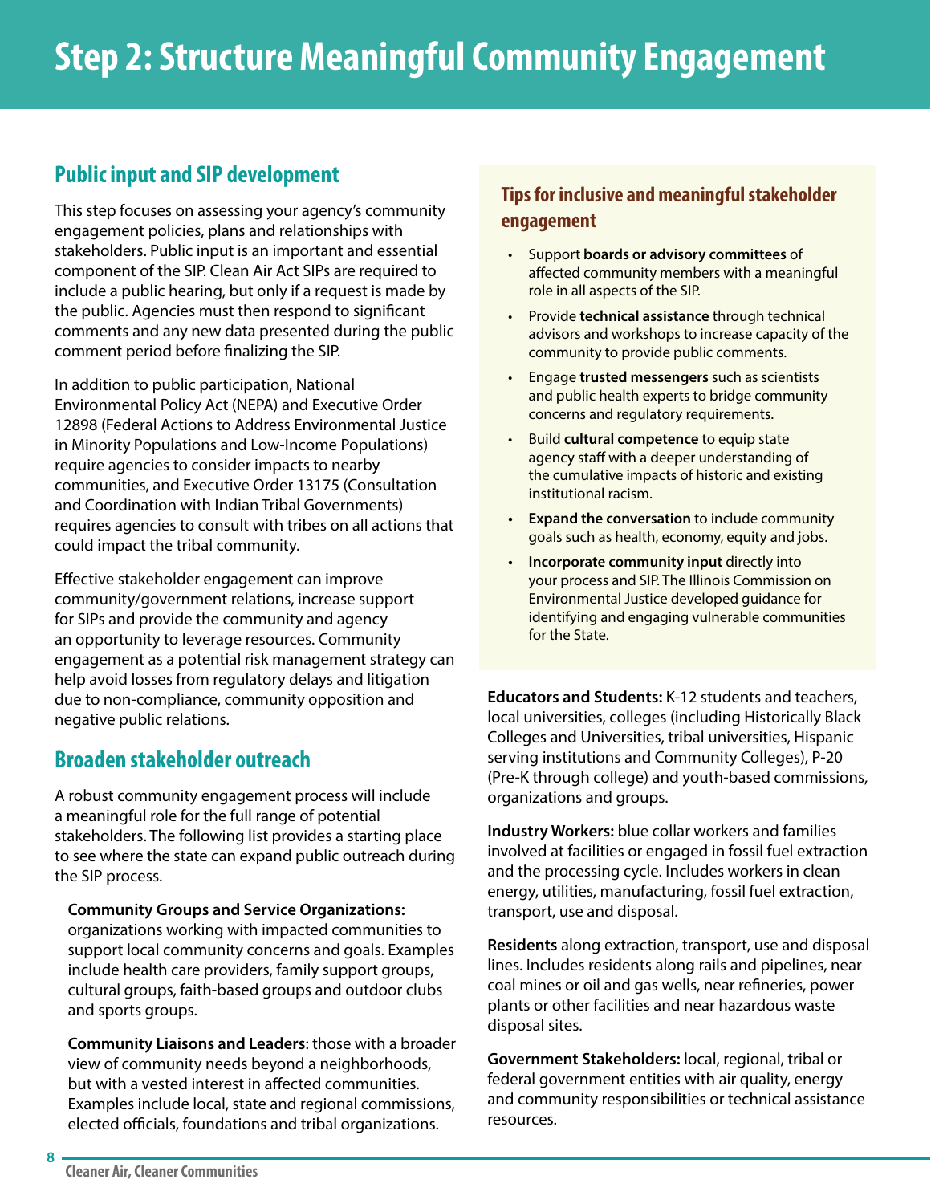# Step 2: Structure Meaningful Community Engagement

## Public input and SIP development

This step focuses on assessing your agency's community engagement policies, plans and relationships with stakeholders. Public input is an important and essential component of the SIP. Clean Air Act SIPs are required to include a public hearing, but only if a request is made by the public. Agencies must then respond to significant comments and any new data presented during the public comment period before finalizing the SIP.

In addition to public participation, National Environmental Policy Act (NEPA) and Executive Order 12898 (Federal Actions to Address Environmental Justice in Minority Populations and Low-Income Populations) require agencies to consider impacts to nearby communities, and Executive Order 13175 (Consultation and Coordination with Indian Tribal Governments) requires agencies to consult with tribes on all actions that could impact the tribal community.

Effective stakeholder engagement can improve community/government relations, increase support for SIPs and provide the community and agency an opportunity to leverage resources. Community engagement as a potential risk management strategy can help avoid losses from regulatory delays and litigation due to non-compliance, community opposition and negative public relations.

## Broaden stakeholder outreach

A robust community engagement process will include a meaningful role for the full range of potential stakeholders. The following list provides a starting place to see where the state can expand public outreach during the SIP process.

**Community Groups and Service Organizations:** organizations working with impacted communities to support local community concerns and goals. Examples include health care providers, family support groups, cultural groups, faith-based groups and outdoor clubs and sports groups.

**Community Liaisons and Leaders**: those with a broader view of community needs beyond a neighborhoods, but with a vested interest in affected communities. Examples include local, state and regional commissions, elected officials, foundations and tribal organizations.

### Tips for inclusive and meaningful stakeholder engagement

- Support **boards or advisory committees** of affected community members with a meaningful role in all aspects of the SIP.
- Provide **technical assistance** through technical advisors and workshops to increase capacity of the community to provide public comments.
- Engage **trusted messengers** such as scientists and public health experts to bridge community concerns and regulatory requirements.
- Build **cultural competence** to equip state agency staff with a deeper understanding of the cumulative impacts of historic and existing institutional racism.
- **Expand the conversation** to include community goals such as health, economy, equity and jobs.
- **Incorporate community input** directly into your process and SIP. The Illinois Commission on Environmental Justice developed guidance for identifying and engaging vulnerable communities for the State.

**Educators and Students:** K-12 students and teachers, local universities, colleges (including Historically Black Colleges and Universities, tribal universities, Hispanic serving institutions and Community Colleges), P-20 (Pre-K through college) and youth-based commissions, organizations and groups.

**Industry Workers:** blue collar workers and families involved at facilities or engaged in fossil fuel extraction and the processing cycle. Includes workers in clean energy, utilities, manufacturing, fossil fuel extraction, transport, use and disposal.

**Residents** along extraction, transport, use and disposal lines. Includes residents along rails and pipelines, near coal mines or oil and gas wells, near refineries, power plants or other facilities and near hazardous waste disposal sites.

**Government Stakeholders:** local, regional, tribal or federal government entities with air quality, energy and community responsibilities or technical assistance resources.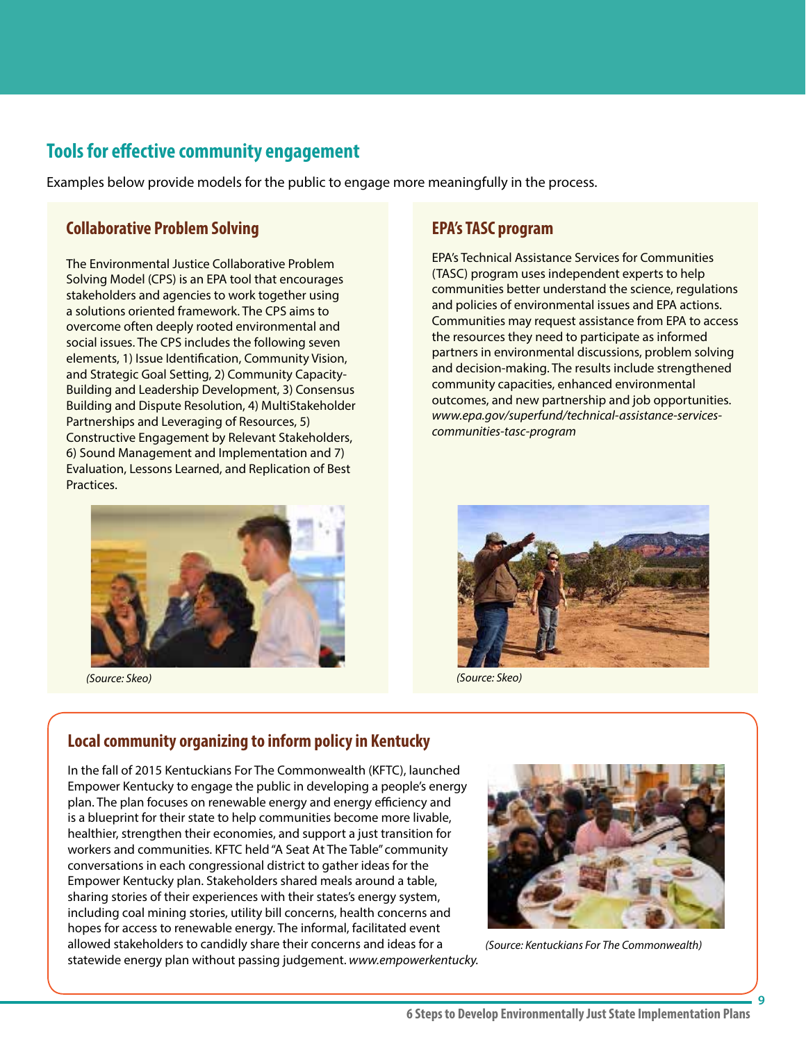## Tools for effective community engagement

Examples below provide models for the public to engage more meaningfully in the process.

### Collaborative Problem Solving

The Environmental Justice Collaborative Problem Solving Model (CPS) is an EPA tool that encourages stakeholders and agencies to work together using a solutions oriented framework. The CPS aims to overcome often deeply rooted environmental and social issues. The CPS includes the following seven elements, 1) Issue Identification, Community Vision, and Strategic Goal Setting, 2) Community Capacity-Building and Leadership Development, 3) Consensus Building and Dispute Resolution, 4) MultiStakeholder Partnerships and Leveraging of Resources, 5) Constructive Engagement by Relevant Stakeholders, 6) Sound Management and Implementation and 7) Evaluation, Lessons Learned, and Replication of Best Practices.

*(Source: Skeo)*

### EPA's TASC program

EPA's Technical Assistance Services for Communities (TASC) program uses independent experts to help communities better understand the science, regulations and policies of environmental issues and EPA actions. Communities may request assistance from EPA to access the resources they need to participate as informed partners in environmental discussions, problem solving and decision-making. The results include strengthened community capacities, enhanced environmental outcomes, and new partnership and job opportunities. *www.epa.gov/superfund/technical-assistance-services-communities-tasc-program*

*(Source: Skeo)*

### Local community organizing to inform policy in Kentucky

In the fall of 2015 Kentuckians For The Commonwealth (KFTC), launched Empower Kentucky to engage the public in developing a people's energy plan. The plan focuses on renewable energy and energy efficiency and is a blueprint for their state to help communities become more livable, healthier, strengthen their economies, and support a just transition for workers and communities. KFTC held "A Seat At The Table" community conversations in each congressional district to gather ideas for the Empower Kentucky plan. Stakeholders shared meals around a table, sharing stories of their experiences with their states's energy system, including coal mining stories, utility bill concerns, health concerns and hopes for access to renewable energy. The informal, facilitated event allowed stakeholders to candidly share their concerns and ideas for a statewide energy plan without passing judgement. *www.empowerkentucky.*

*(Source: Kentuckians For The Commonwealth)*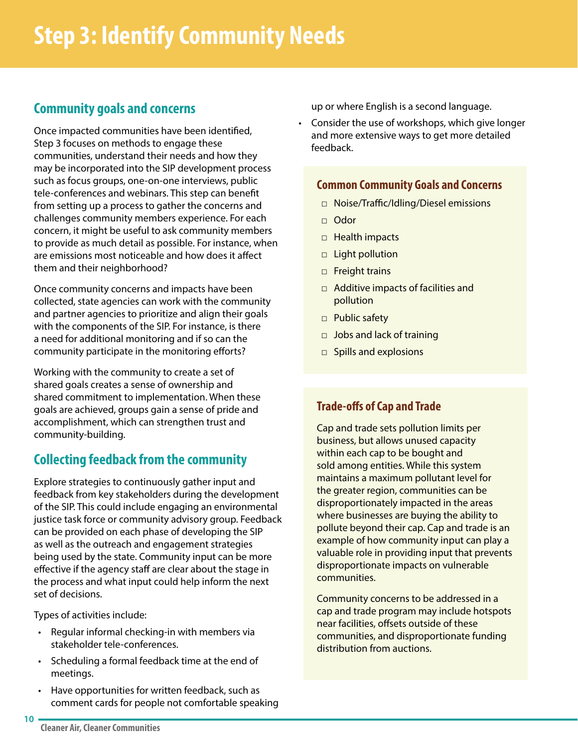# Step 3: Identify Community Needs

## Community goals and concerns

Once impacted communities have been identified, Step 3 focuses on methods to engage these communities, understand their needs and how they may be incorporated into the SIP development process such as focus groups, one-on-one interviews, public tele-conferences and webinars. This step can benefit from setting up a process to gather the concerns and challenges community members experience. For each concern, it might be useful to ask community members to provide as much detail as possible. For instance, when are emissions most noticeable and how does it affect them and their neighborhood?

Once community concerns and impacts have been collected, state agencies can work with the community and partner agencies to prioritize and align their goals with the components of the SIP. For instance, is there a need for additional monitoring and if so can the community participate in the monitoring efforts?

Working with the community to create a set of shared goals creates a sense of ownership and shared commitment to implementation. When these goals are achieved, groups gain a sense of pride and accomplishment, which can strengthen trust and community-building.

## Collecting feedback from the community

Explore strategies to continuously gather input and feedback from key stakeholders during the development of the SIP. This could include engaging an environmental justice task force or community advisory group. Feedback can be provided on each phase of developing the SIP as well as the outreach and engagement strategies being used by the state. Community input can be more effective if the agency staff are clear about the stage in the process and what input could help inform the next set of decisions.

Types of activities include:

- Regular informal checking-in with members via stakeholder tele-conferences.
- Scheduling a formal feedback time at the end of meetings.
- Have opportunities for written feedback, such as comment cards for people not comfortable speaking up or where English is a second language.
- Consider the use of workshops, which give longer and more extensive ways to get more detailed feedback.

### Common Community Goals and Concerns

- ☐ Noise/Traffic/Idling/Diesel emissions
- ☐ Odor
- ☐ Health impacts
- ☐ Light pollution
- ☐ Freight trains
- ☐ Additive impacts of facilities and pollution
- ☐ Public safety
- ☐ Jobs and lack of training
- ☐ Spills and explosions

### Trade-offs of Cap and Trade

Cap and trade sets pollution limits per business, but allows unused capacity within each cap to be bought and sold among entities. While this system maintains a maximum pollutant level for the greater region, communities can be disproportionately impacted in the areas where businesses are buying the ability to pollute beyond their cap. Cap and trade is an example of how community input can play a valuable role in providing input that prevents disproportionate impacts on vulnerable communities.

Community concerns to be addressed in a cap and trade program may include hotspots near facilities, offsets outside of these communities, and disproportionate funding distribution from auctions.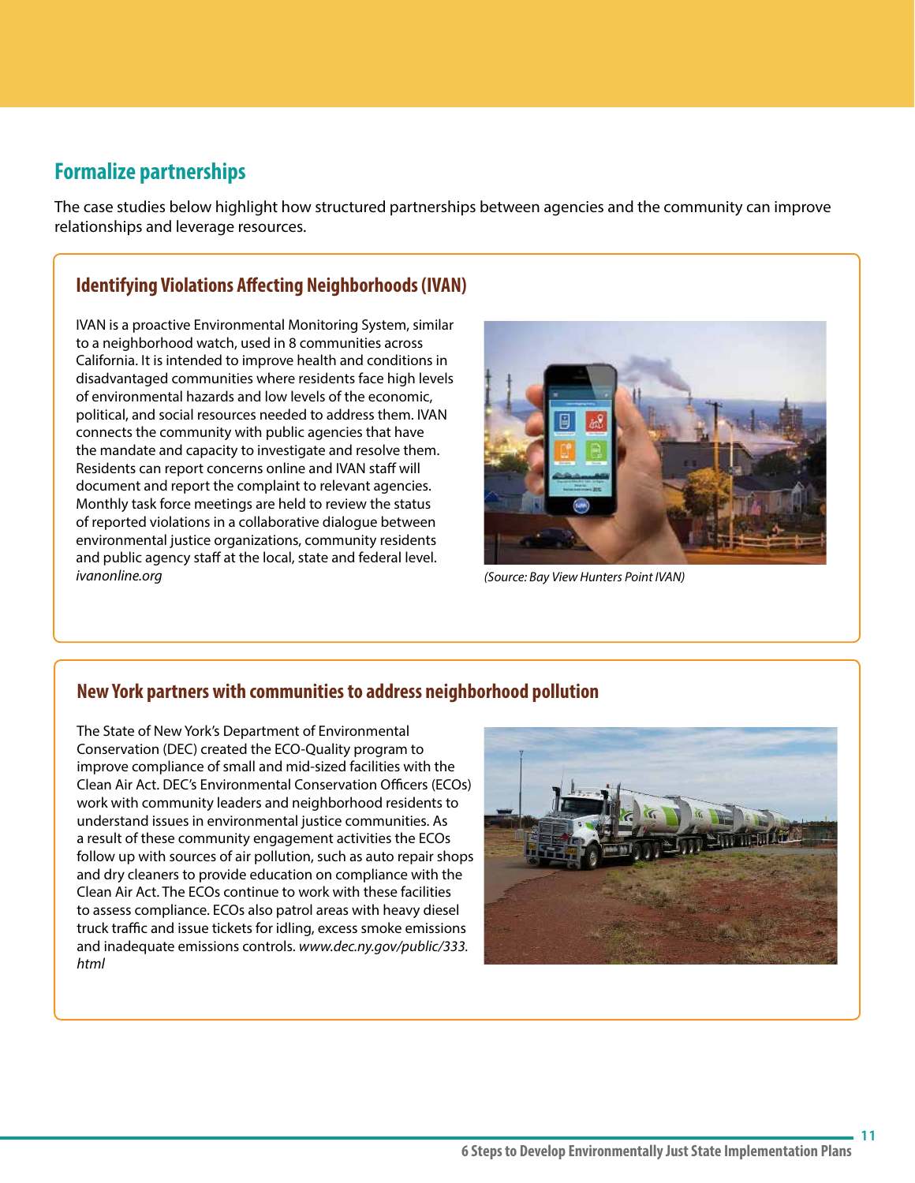## Formalize partnerships

The case studies below highlight how structured partnerships between agencies and the community can improve relationships and leverage resources.

### Identifying Violations Affecting Neighborhoods (IVAN)

IVAN is a proactive Environmental Monitoring System, similar to a neighborhood watch, used in 8 communities across California. It is intended to improve health and conditions in disadvantaged communities where residents face high levels of environmental hazards and low levels of the economic, political, and social resources needed to address them. IVAN connects the community with public agencies that have the mandate and capacity to investigate and resolve them. Residents can report concerns online and IVAN staff will document and report the complaint to relevant agencies. Monthly task force meetings are held to review the status of reported violations in a collaborative dialogue between environmental justice organizations, community residents and public agency staff at the local, state and federal level. *ivanonline.org*

*(Source: Bay View Hunters Point IVAN)*

### New York partners with communities to address neighborhood pollution

The State of New York's Department of Environmental Conservation (DEC) created the ECO-Quality program to improve compliance of small and mid-sized facilities with the Clean Air Act. DEC's Environmental Conservation Officers (ECOs) work with community leaders and neighborhood residents to understand issues in environmental justice communities. As a result of these community engagement activities the ECOs follow up with sources of air pollution, such as auto repair shops and dry cleaners to provide education on compliance with the Clean Air Act. The ECOs continue to work with these facilities to assess compliance. ECOs also patrol areas with heavy diesel truck traffic and issue tickets for idling, excess smoke emissions and inadequate emissions controls. *www.dec.ny.gov/public/333.html*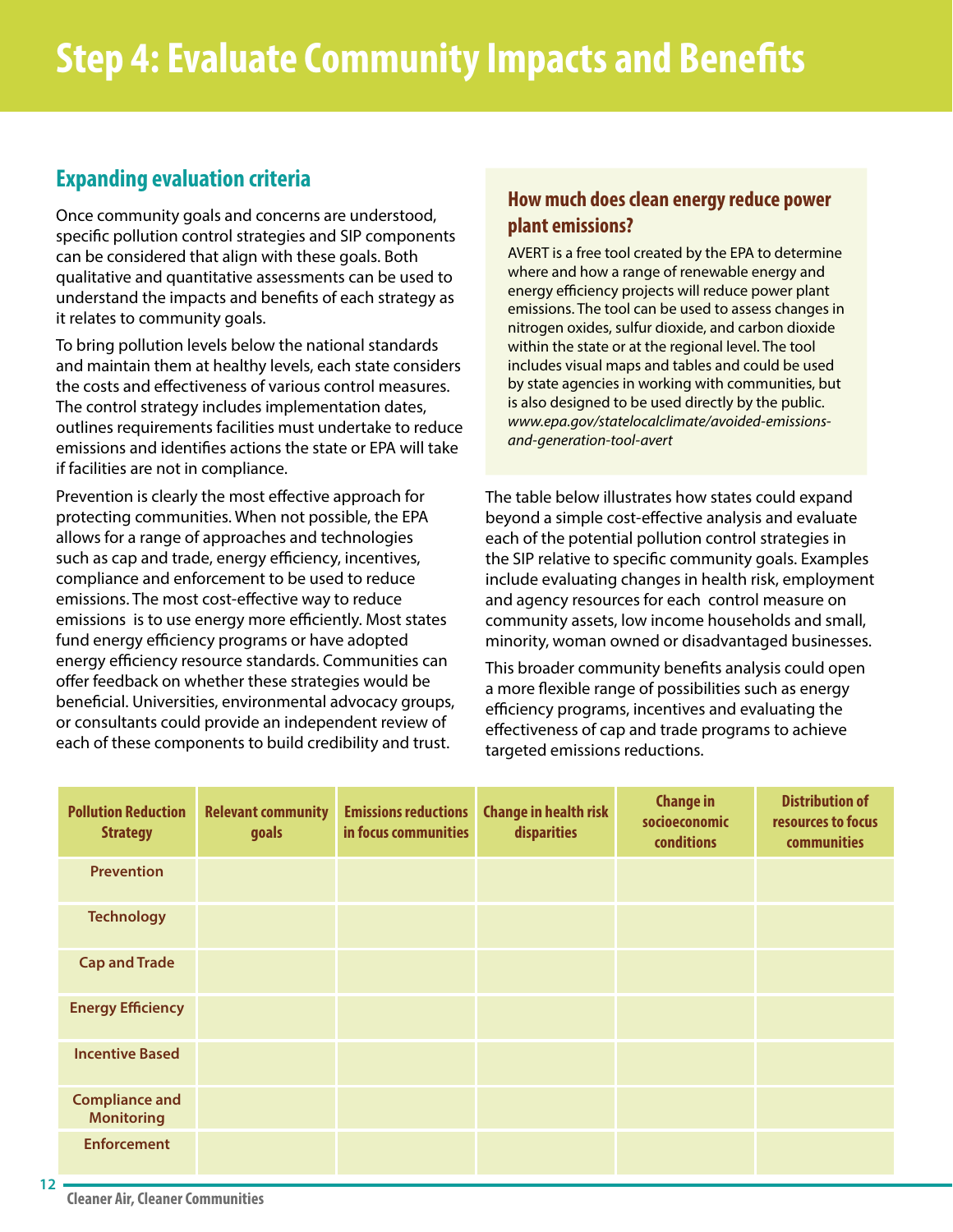# Step 4: Evaluate Community Impacts and Benefits

## Expanding evaluation criteria

Once community goals and concerns are understood, specific pollution control strategies and SIP components can be considered that align with these goals. Both qualitative and quantitative assessments can be used to understand the impacts and benefits of each strategy as it relates to community goals.

To bring pollution levels below the national standards and maintain them at healthy levels, each state considers the costs and effectiveness of various control measures. The control strategy includes implementation dates, outlines requirements facilities must undertake to reduce emissions and identifies actions the state or EPA will take if facilities are not in compliance.

Prevention is clearly the most effective approach for protecting communities. When not possible, the EPA allows for a range of approaches and technologies such as cap and trade, energy efficiency, incentives, compliance and enforcement to be used to reduce emissions. The most cost-effective way to reduce emissions is to use energy more efficiently. Most states fund energy efficiency programs or have adopted energy efficiency resource standards. Communities can offer feedback on whether these strategies would be beneficial. Universities, environmental advocacy groups, or consultants could provide an independent review of each of these components to build credibility and trust.

### How much does clean energy reduce power plant emissions?

AVERT is a free tool created by the EPA to determine where and how a range of renewable energy and energy efficiency projects will reduce power plant emissions. The tool can be used to assess changes in nitrogen oxides, sulfur dioxide, and carbon dioxide within the state or at the regional level. The tool includes visual maps and tables and could be used by state agencies in working with communities, but is also designed to be used directly by the public. *www.epa.gov/statelocalclimate/avoided-emissions-and-generation-tool-avert*

The table below illustrates how states could expand beyond a simple cost-effective analysis and evaluate each of the potential pollution control strategies in the SIP relative to specific community goals. Examples include evaluating changes in health risk, employment and agency resources for each control measure on community assets, low income households and small, minority, woman owned or disadvantaged businesses.

This broader community benefits analysis could open a more flexible range of possibilities such as energy efficiency programs, incentives and evaluating the effectiveness of cap and trade programs to achieve targeted emissions reductions.

| Pollution Reduction Strategy | Relevant community goals | Emissions reductions in focus communities | Change in health risk disparities | Change in socioeconomic conditions | Distribution of resources to focus communities |
|---|---|---|---|---|---|
| Prevention | | | | | |
| Technology | | | | | |
| Cap and Trade | | | | | |
| Energy Efficiency | | | | | |
| Incentive Based | | | | | |
| Compliance and Monitoring | | | | | |
| Enforcement | | | | | |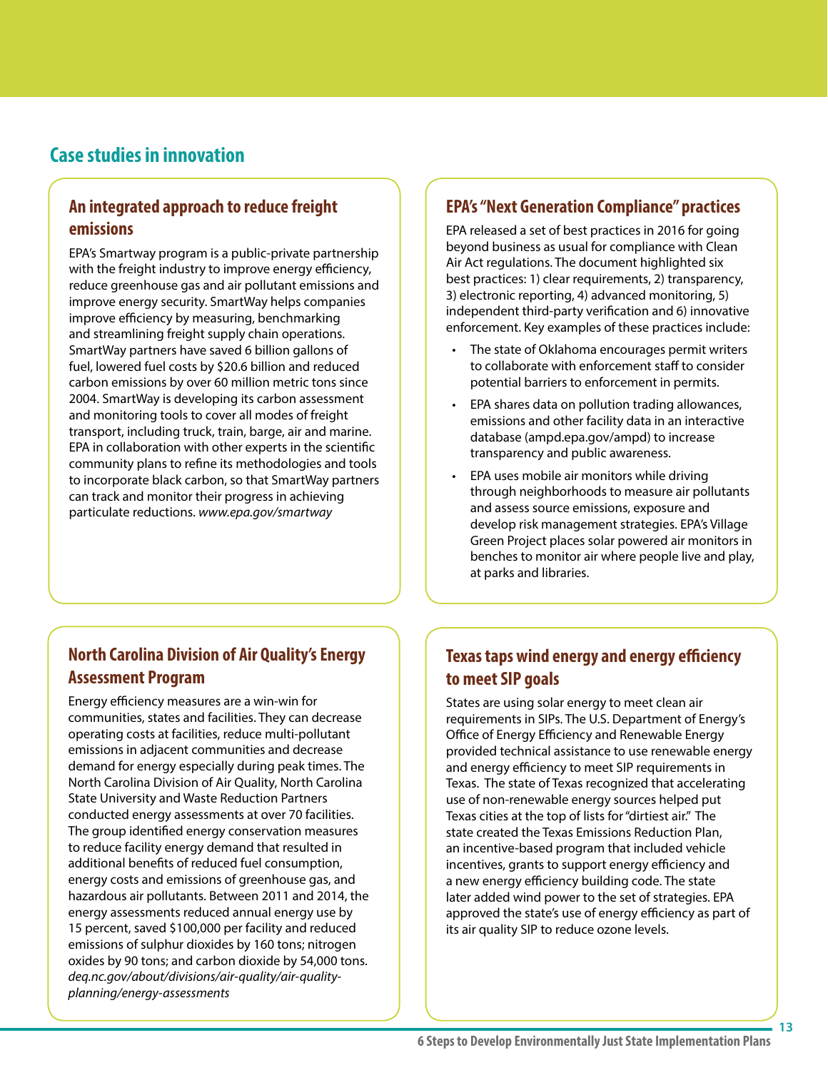## Case studies in innovation

### An integrated approach to reduce freight emissions

EPA's Smartway program is a public-private partnership with the freight industry to improve energy efficiency, reduce greenhouse gas and air pollutant emissions and improve energy security. SmartWay helps companies improve efficiency by measuring, benchmarking and streamlining freight supply chain operations. SmartWay partners have saved 6 billion gallons of fuel, lowered fuel costs by $20.6 billion and reduced carbon emissions by over 60 million metric tons since 2004. SmartWay is developing its carbon assessment and monitoring tools to cover all modes of freight transport, including truck, train, barge, air and marine. EPA in collaboration with other experts in the scientific community plans to refine its methodologies and tools to incorporate black carbon, so that SmartWay partners can track and monitor their progress in achieving particulate reductions. *www.epa.gov/smartway*

### EPA's "Next Generation Compliance" practices

EPA released a set of best practices in 2016 for going beyond business as usual for compliance with Clean Air Act regulations. The document highlighted six best practices: 1) clear requirements, 2) transparency, 3) electronic reporting, 4) advanced monitoring, 5) independent third-party verification and 6) innovative enforcement. Key examples of these practices include:

- The state of Oklahoma encourages permit writers to collaborate with enforcement staff to consider potential barriers to enforcement in permits.
- EPA shares data on pollution trading allowances, emissions and other facility data in an interactive database (ampd.epa.gov/ampd) to increase transparency and public awareness.
- EPA uses mobile air monitors while driving through neighborhoods to measure air pollutants and assess source emissions, exposure and develop risk management strategies. EPA's Village Green Project places solar powered air monitors in benches to monitor air where people live and play, at parks and libraries.

### North Carolina Division of Air Quality's Energy Assessment Program

Energy efficiency measures are a win-win for communities, states and facilities. They can decrease operating costs at facilities, reduce multi-pollutant emissions in adjacent communities and decrease demand for energy especially during peak times. The North Carolina Division of Air Quality, North Carolina State University and Waste Reduction Partners conducted energy assessments at over 70 facilities. The group identified energy conservation measures to reduce facility energy demand that resulted in additional benefits of reduced fuel consumption, energy costs and emissions of greenhouse gas, and hazardous air pollutants. Between 2011 and 2014, the energy assessments reduced annual energy use by 15 percent, saved $100,000 per facility and reduced emissions of sulphur dioxides by 160 tons; nitrogen oxides by 90 tons; and carbon dioxide by 54,000 tons. *deq.nc.gov/about/divisions/air-quality/air-quality-planning/energy-assessments*

### Texas taps wind energy and energy efficiency to meet SIP goals

States are using solar energy to meet clean air requirements in SIPs. The U.S. Department of Energy's Office of Energy Efficiency and Renewable Energy provided technical assistance to use renewable energy and energy efficiency to meet SIP requirements in Texas. The state of Texas recognized that accelerating use of non-renewable energy sources helped put Texas cities at the top of lists for "dirtiest air." The state created the Texas Emissions Reduction Plan, an incentive-based program that included vehicle incentives, grants to support energy efficiency and a new energy efficiency building code. The state later added wind power to the set of strategies. EPA approved the state's use of energy efficiency as part of its air quality SIP to reduce ozone levels.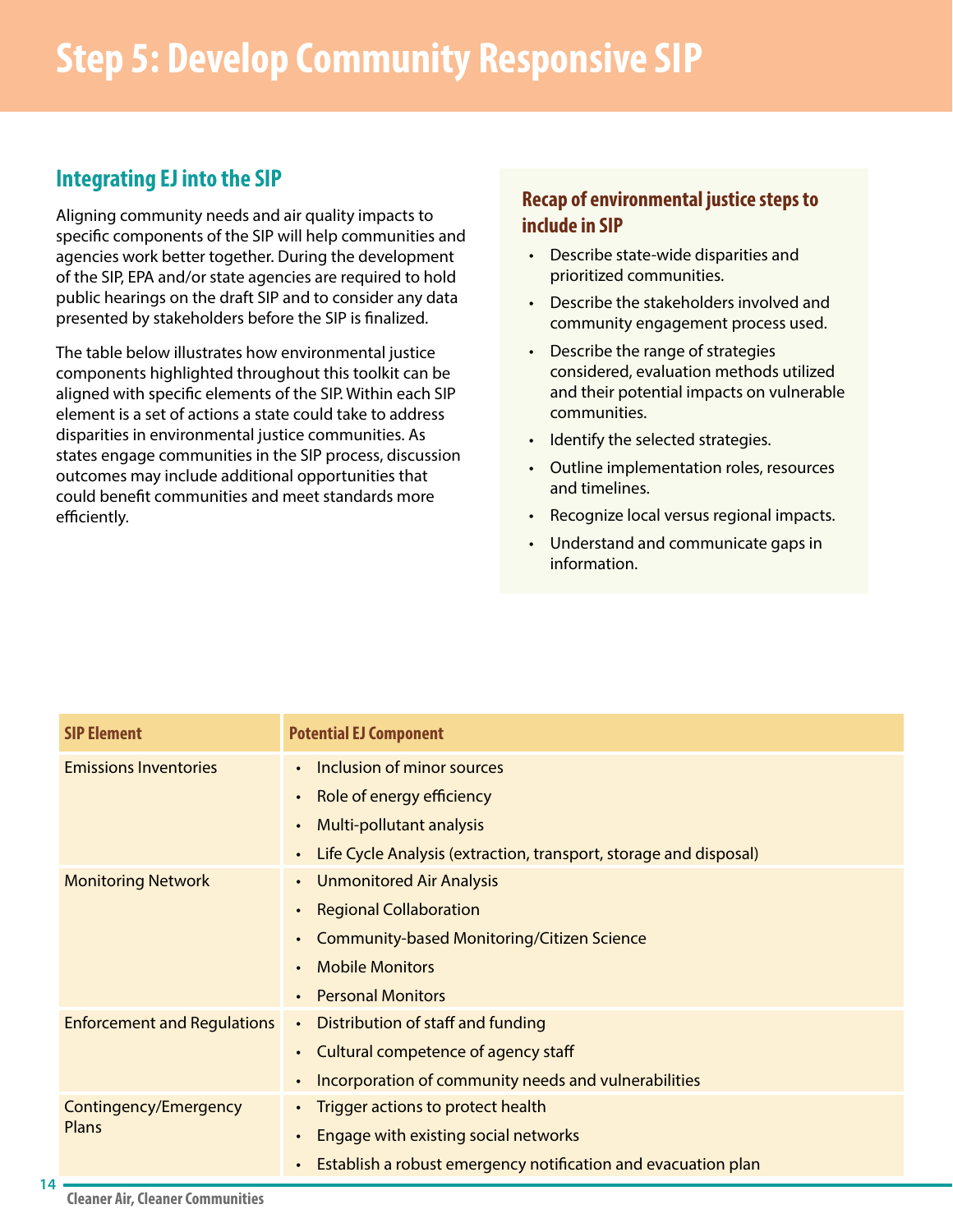# Step 5: Develop Community Responsive SIP

## Integrating EJ into the SIP

Aligning community needs and air quality impacts to specific components of the SIP will help communities and agencies work better together. During the development of the SIP, EPA and/or state agencies are required to hold public hearings on the draft SIP and to consider any data presented by stakeholders before the SIP is finalized.

The table below illustrates how environmental justice components highlighted throughout this toolkit can be aligned with specific elements of the SIP. Within each SIP element is a set of actions a state could take to address disparities in environmental justice communities. As states engage communities in the SIP process, discussion outcomes may include additional opportunities that could benefit communities and meet standards more efficiently.

### Recap of environmental justice steps to include in SIP

- Describe state-wide disparities and prioritized communities.
- Describe the stakeholders involved and community engagement process used.
- Describe the range of strategies considered, evaluation methods utilized and their potential impacts on vulnerable communities.
- Identify the selected strategies.
- Outline implementation roles, resources and timelines.
- Recognize local versus regional impacts.
- Understand and communicate gaps in information.

| SIP Element | Potential EJ Component |
|---|---|
| Emissions Inventories | • Inclusion of minor sources<br>• Role of energy efficiency<br>• Multi-pollutant analysis<br>• Life Cycle Analysis (extraction, transport, storage and disposal) |
| Monitoring Network | • Unmonitored Air Analysis<br>• Regional Collaboration<br>• Community-based Monitoring/Citizen Science<br>• Mobile Monitors<br>• Personal Monitors |
| Enforcement and Regulations | • Distribution of staff and funding<br>• Cultural competence of agency staff<br>• Incorporation of community needs and vulnerabilities |
| Contingency/Emergency Plans | • Trigger actions to protect health<br>• Engage with existing social networks<br>• Establish a robust emergency notification and evacuation plan |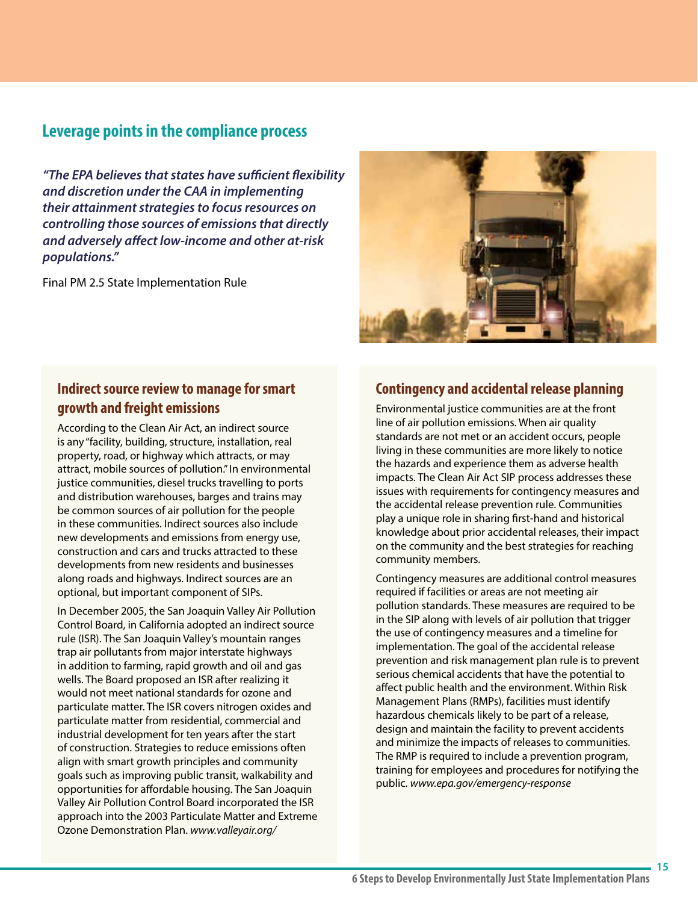## Leverage points in the compliance process

***"The EPA believes that states have sufficient flexibility and discretion under the CAA in implementing their attainment strategies to focus resources on controlling those sources of emissions that directly and adversely affect low-income and other at-risk populations."***

Final PM 2.5 State Implementation Rule

### Indirect source review to manage for smart growth and freight emissions

According to the Clean Air Act, an indirect source is any "facility, building, structure, installation, real property, road, or highway which attracts, or may attract, mobile sources of pollution." In environmental justice communities, diesel trucks travelling to ports and distribution warehouses, barges and trains may be common sources of air pollution for the people in these communities. Indirect sources also include new developments and emissions from energy use, construction and cars and trucks attracted to these developments from new residents and businesses along roads and highways. Indirect sources are an optional, but important component of SIPs.

In December 2005, the San Joaquin Valley Air Pollution Control Board, in California adopted an indirect source rule (ISR). The San Joaquin Valley's mountain ranges trap air pollutants from major interstate highways in addition to farming, rapid growth and oil and gas wells. The Board proposed an ISR after realizing it would not meet national standards for ozone and particulate matter. The ISR covers nitrogen oxides and particulate matter from residential, commercial and industrial development for ten years after the start of construction. Strategies to reduce emissions often align with smart growth principles and community goals such as improving public transit, walkability and opportunities for affordable housing. The San Joaquin Valley Air Pollution Control Board incorporated the ISR approach into the 2003 Particulate Matter and Extreme Ozone Demonstration Plan. *www.valleyair.org/*

### Contingency and accidental release planning

Environmental justice communities are at the front line of air pollution emissions. When air quality standards are not met or an accident occurs, people living in these communities are more likely to notice the hazards and experience them as adverse health impacts. The Clean Air Act SIP process addresses these issues with requirements for contingency measures and the accidental release prevention rule. Communities play a unique role in sharing first-hand and historical knowledge about prior accidental releases, their impact on the community and the best strategies for reaching community members.

Contingency measures are additional control measures required if facilities or areas are not meeting air pollution standards. These measures are required to be in the SIP along with levels of air pollution that trigger the use of contingency measures and a timeline for implementation. The goal of the accidental release prevention and risk management plan rule is to prevent serious chemical accidents that have the potential to affect public health and the environment. Within Risk Management Plans (RMPs), facilities must identify hazardous chemicals likely to be part of a release, design and maintain the facility to prevent accidents and minimize the impacts of releases to communities. The RMP is required to include a prevention program, training for employees and procedures for notifying the public. *www.epa.gov/emergency-response*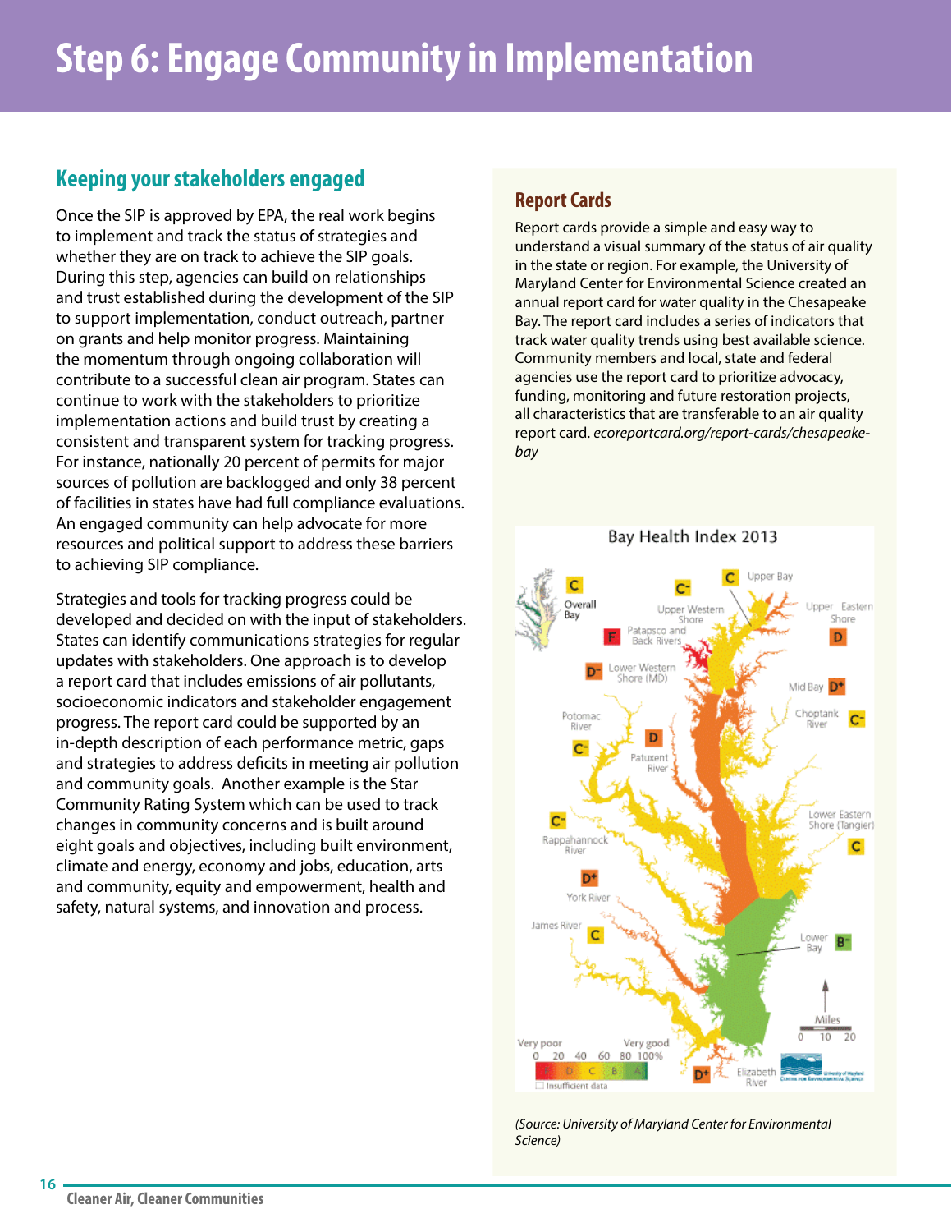# Step 6: Engage Community in Implementation

## Keeping your stakeholders engaged

Once the SIP is approved by EPA, the real work begins to implement and track the status of strategies and whether they are on track to achieve the SIP goals. During this step, agencies can build on relationships and trust established during the development of the SIP to support implementation, conduct outreach, partner on grants and help monitor progress. Maintaining the momentum through ongoing collaboration will contribute to a successful clean air program. States can continue to work with the stakeholders to prioritize implementation actions and build trust by creating a consistent and transparent system for tracking progress. For instance, nationally 20 percent of permits for major sources of pollution are backlogged and only 38 percent of facilities in states have had full compliance evaluations. An engaged community can help advocate for more resources and political support to address these barriers to achieving SIP compliance.

Strategies and tools for tracking progress could be developed and decided on with the input of stakeholders. States can identify communications strategies for regular updates with stakeholders. One approach is to develop a report card that includes emissions of air pollutants, socioeconomic indicators and stakeholder engagement progress. The report card could be supported by an in-depth description of each performance metric, gaps and strategies to address deficits in meeting air pollution and community goals. Another example is the Star Community Rating System which can be used to track changes in community concerns and is built around eight goals and objectives, including built environment, climate and energy, economy and jobs, education, arts and community, equity and empowerment, health and safety, natural systems, and innovation and process.

### Report Cards

Report cards provide a simple and easy way to understand a visual summary of the status of air quality in the state or region. For example, the University of Maryland Center for Environmental Science created an annual report card for water quality in the Chesapeake Bay. The report card includes a series of indicators that track water quality trends using best available science. Community members and local, state and federal agencies use the report card to prioritize advocacy, funding, monitoring and future restoration projects, all characteristics that are transferable to an air quality report card. *ecoreportcard.org/report-cards/chesapeake-bay*

Bay Health Index 2013

*(Source: University of Maryland Center for Environmental Science)*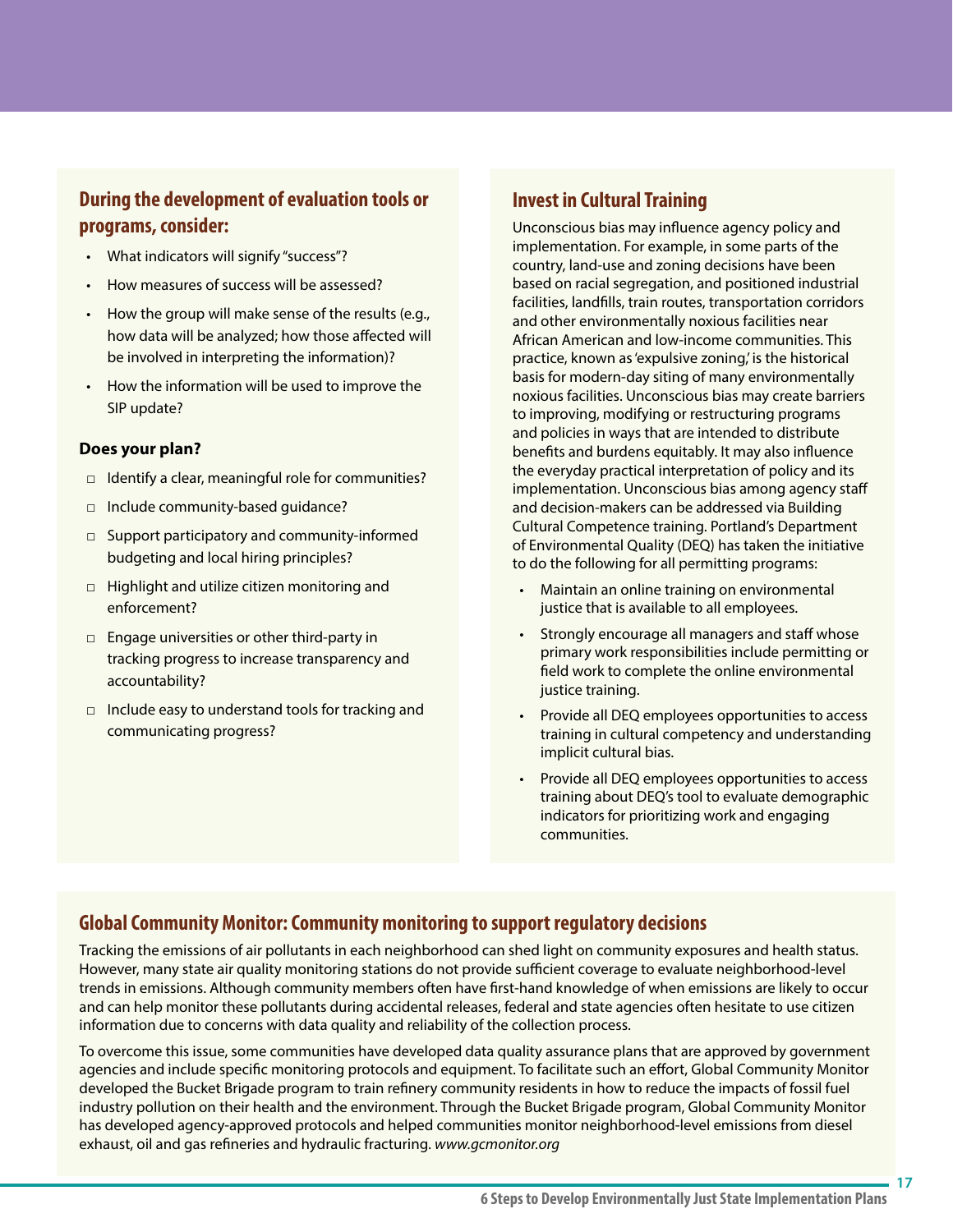### During the development of evaluation tools or programs, consider:

- What indicators will signify "success"?
- How measures of success will be assessed?
- How the group will make sense of the results (e.g., how data will be analyzed; how those affected will be involved in interpreting the information)?
- How the information will be used to improve the SIP update?

**Does your plan?**

- ☐ Identify a clear, meaningful role for communities?
- ☐ Include community-based guidance?
- ☐ Support participatory and community-informed budgeting and local hiring principles?
- ☐ Highlight and utilize citizen monitoring and enforcement?
- ☐ Engage universities or other third-party in tracking progress to increase transparency and accountability?
- ☐ Include easy to understand tools for tracking and communicating progress?

### Invest in Cultural Training

Unconscious bias may influence agency policy and implementation. For example, in some parts of the country, land-use and zoning decisions have been based on racial segregation, and positioned industrial facilities, landfills, train routes, transportation corridors and other environmentally noxious facilities near African American and low-income communities. This practice, known as 'expulsive zoning,' is the historical basis for modern-day siting of many environmentally noxious facilities. Unconscious bias may create barriers to improving, modifying or restructuring programs and policies in ways that are intended to distribute benefits and burdens equitably. It may also influence the everyday practical interpretation of policy and its implementation. Unconscious bias among agency staff and decision-makers can be addressed via Building Cultural Competence training. Portland's Department of Environmental Quality (DEQ) has taken the initiative to do the following for all permitting programs:

- Maintain an online training on environmental justice that is available to all employees.
- Strongly encourage all managers and staff whose primary work responsibilities include permitting or field work to complete the online environmental justice training.
- Provide all DEQ employees opportunities to access training in cultural competency and understanding implicit cultural bias.
- Provide all DEQ employees opportunities to access training about DEQ's tool to evaluate demographic indicators for prioritizing work and engaging communities.

### Global Community Monitor: Community monitoring to support regulatory decisions

Tracking the emissions of air pollutants in each neighborhood can shed light on community exposures and health status. However, many state air quality monitoring stations do not provide sufficient coverage to evaluate neighborhood-level trends in emissions. Although community members often have first-hand knowledge of when emissions are likely to occur and can help monitor these pollutants during accidental releases, federal and state agencies often hesitate to use citizen information due to concerns with data quality and reliability of the collection process.

To overcome this issue, some communities have developed data quality assurance plans that are approved by government agencies and include specific monitoring protocols and equipment. To facilitate such an effort, Global Community Monitor developed the Bucket Brigade program to train refinery community residents in how to reduce the impacts of fossil fuel industry pollution on their health and the environment. Through the Bucket Brigade program, Global Community Monitor has developed agency-approved protocols and helped communities monitor neighborhood-level emissions from diesel exhaust, oil and gas refineries and hydraulic fracturing. *www.gcmonitor.org*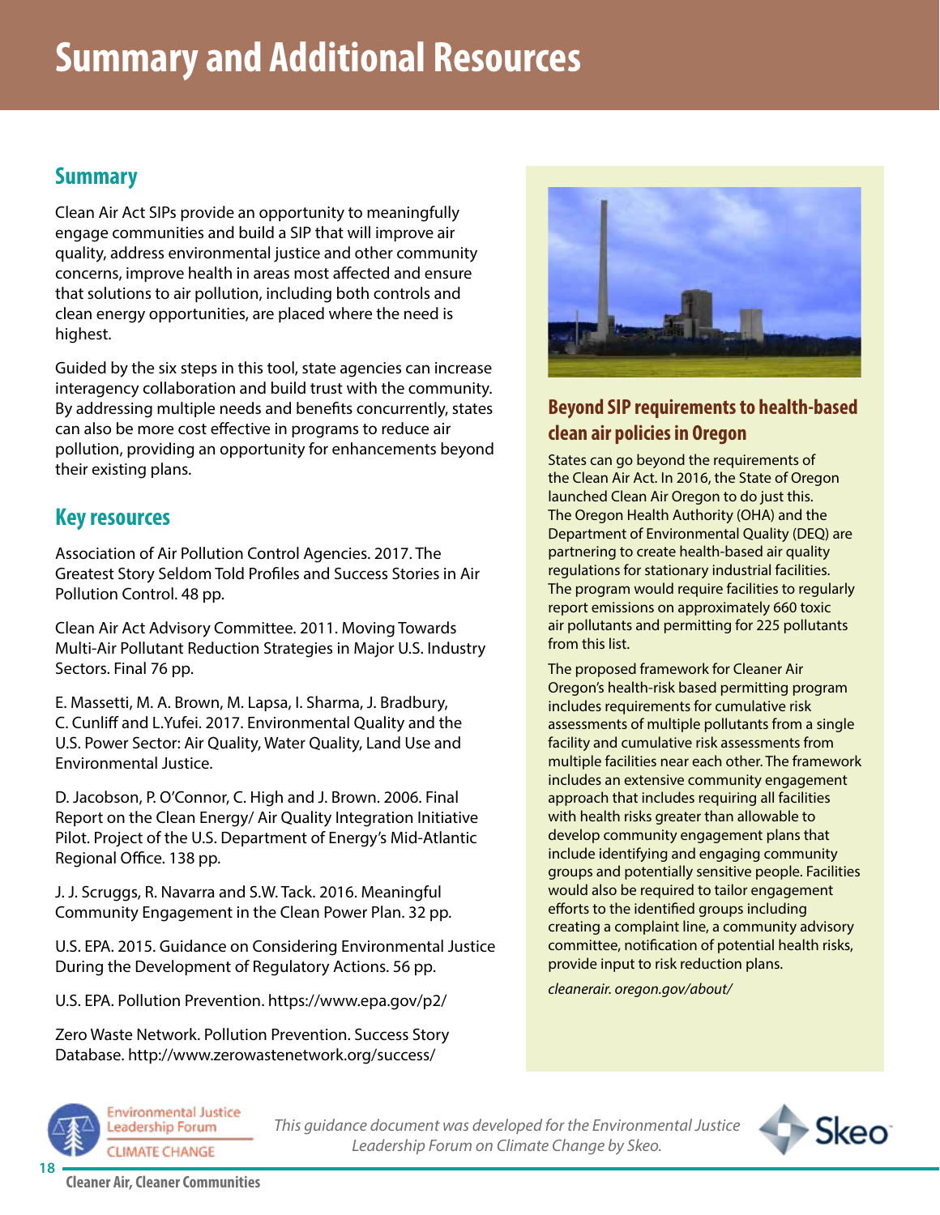# Summary and Additional Resources

## Summary

Clean Air Act SIPs provide an opportunity to meaningfully engage communities and build a SIP that will improve air quality, address environmental justice and other community concerns, improve health in areas most affected and ensure that solutions to air pollution, including both controls and clean energy opportunities, are placed where the need is highest.

Guided by the six steps in this tool, state agencies can increase interagency collaboration and build trust with the community. By addressing multiple needs and benefits concurrently, states can also be more cost effective in programs to reduce air pollution, providing an opportunity for enhancements beyond their existing plans.

## Key resources

Association of Air Pollution Control Agencies. 2017. The Greatest Story Seldom Told Profiles and Success Stories in Air Pollution Control. 48 pp.

Clean Air Act Advisory Committee. 2011. Moving Towards Multi-Air Pollutant Reduction Strategies in Major U.S. Industry Sectors. Final 76 pp.

E. Massetti, M. A. Brown, M. Lapsa, I. Sharma, J. Bradbury, C. Cunliff and L.Yufei. 2017. Environmental Quality and the U.S. Power Sector: Air Quality, Water Quality, Land Use and Environmental Justice.

D. Jacobson, P. O'Connor, C. High and J. Brown. 2006. Final Report on the Clean Energy/ Air Quality Integration Initiative Pilot. Project of the U.S. Department of Energy's Mid-Atlantic Regional Office. 138 pp.

J. J. Scruggs, R. Navarra and S.W. Tack. 2016. Meaningful Community Engagement in the Clean Power Plan. 32 pp.

U.S. EPA. 2015. Guidance on Considering Environmental Justice During the Development of Regulatory Actions. 56 pp.

U.S. EPA. Pollution Prevention. https://www.epa.gov/p2/

Zero Waste Network. Pollution Prevention. Success Story Database. http://www.zerowastenetwork.org/success/

### Beyond SIP requirements to health-based clean air policies in Oregon

States can go beyond the requirements of the Clean Air Act. In 2016, the State of Oregon launched Clean Air Oregon to do just this. The Oregon Health Authority (OHA) and the Department of Environmental Quality (DEQ) are partnering to create health-based air quality regulations for stationary industrial facilities. The program would require facilities to regularly report emissions on approximately 660 toxic air pollutants and permitting for 225 pollutants from this list.

The proposed framework for Cleaner Air Oregon's health-risk based permitting program includes requirements for cumulative risk assessments of multiple pollutants from a single facility and cumulative risk assessments from multiple facilities near each other. The framework includes an extensive community engagement approach that includes requiring all facilities with health risks greater than allowable to develop community engagement plans that include identifying and engaging community groups and potentially sensitive people. Facilities would also be required to tailor engagement efforts to the identified groups including creating a complaint line, a community advisory committee, notification of potential health risks, provide input to risk reduction plans.

*cleanerair. oregon.gov/about/*

*This guidance document was developed for the Environmental Justice Leadership Forum on Climate Change by Skeo.*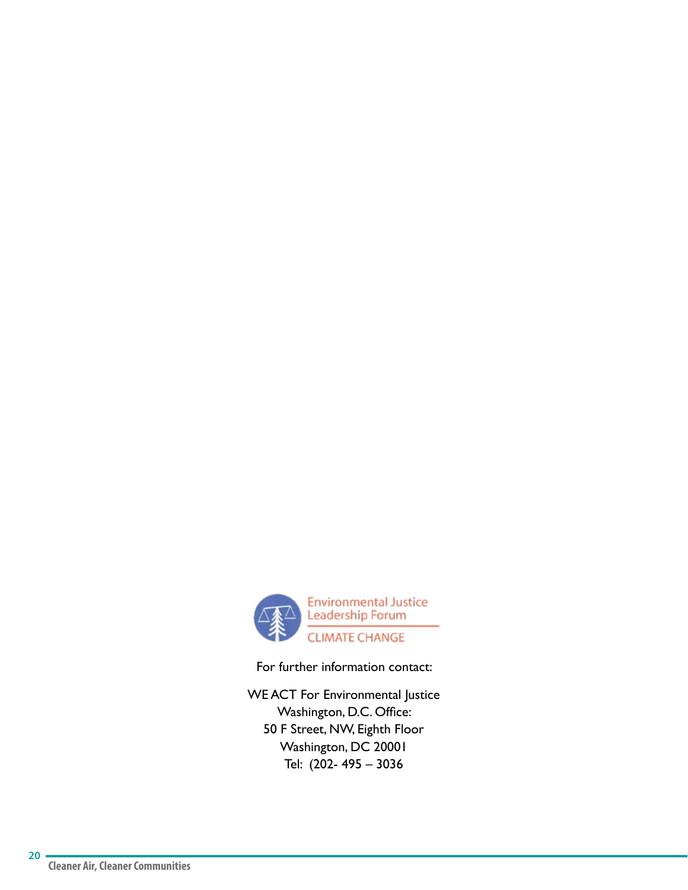Environmental Justice Leadership Forum

CLIMATE CHANGE

For further information contact:

WE ACT For Environmental Justice
Washington, D.C. Office:
50 F Street, NW, Eighth Floor
Washington, DC 20001
Tel: (202- 495 – 3036